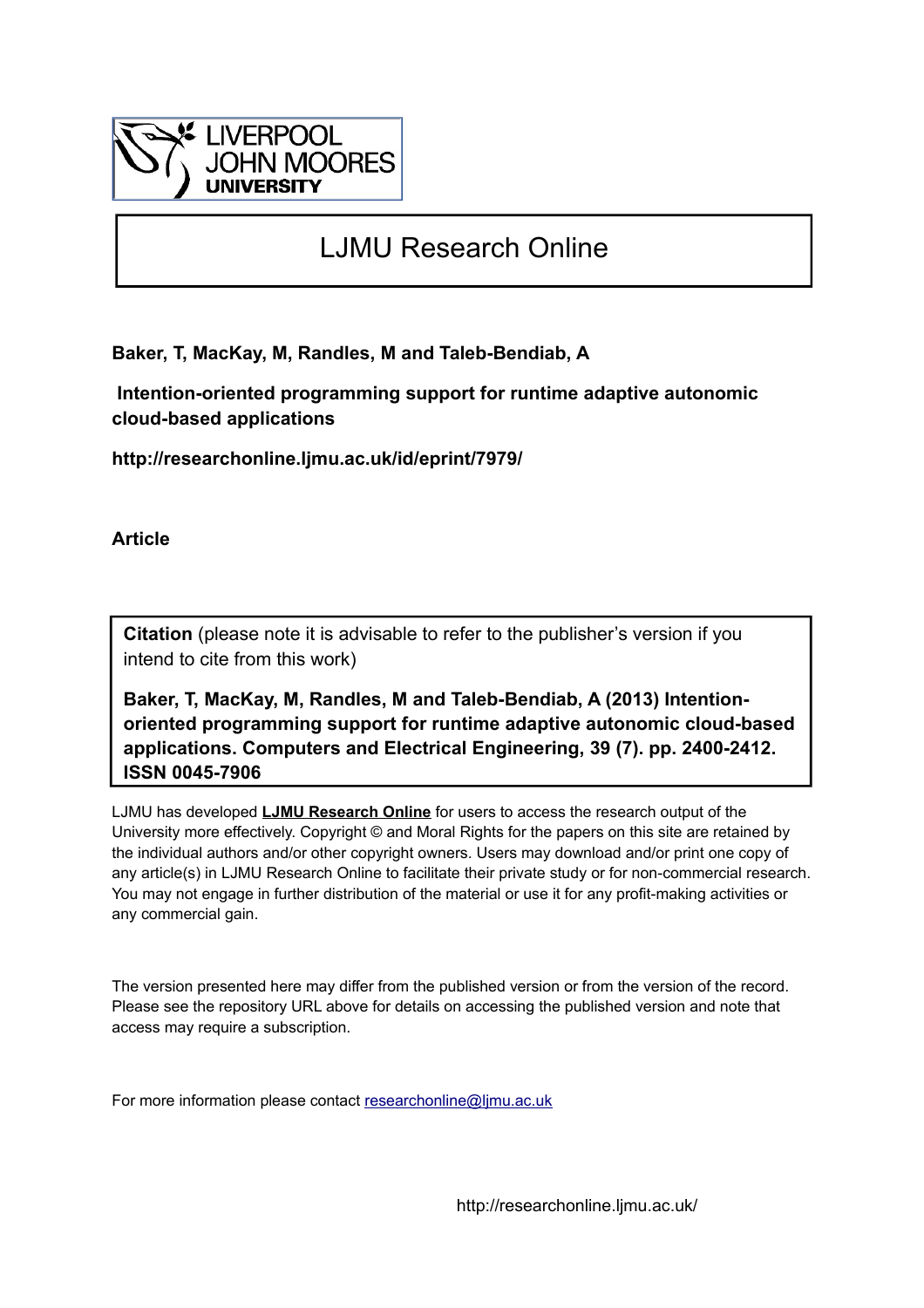LIVERPOOL JOHN MOORES UNIVERSITY

# LJMU Research Online

**Baker, T, MacKay, M, Randles, M and Taleb-Bendiab, A**

**Intention-oriented programming support for runtime adaptive autonomic cloud-based applications**

**http://researchonline.ljmu.ac.uk/id/eprint/7979/**

**Article**

**Citation** (please note it is advisable to refer to the publisher's version if you intend to cite from this work)

**Baker, T, MacKay, M, Randles, M and Taleb-Bendiab, A (2013) Intention-oriented programming support for runtime adaptive autonomic cloud-based applications. Computers and Electrical Engineering, 39 (7). pp. 2400-2412. ISSN 0045-7906**

LJMU has developed **LJMU Research Online** for users to access the research output of the University more effectively. Copyright © and Moral Rights for the papers on this site are retained by the individual authors and/or other copyright owners. Users may download and/or print one copy of any article(s) in LJMU Research Online to facilitate their private study or for non-commercial research. You may not engage in further distribution of the material or use it for any profit-making activities or any commercial gain.

The version presented here may differ from the published version or from the version of the record. Please see the repository URL above for details on accessing the published version and note that access may require a subscription.

For more information please contact researchonline@ljmu.ac.uk

http://researchonline.ljmu.ac.uk/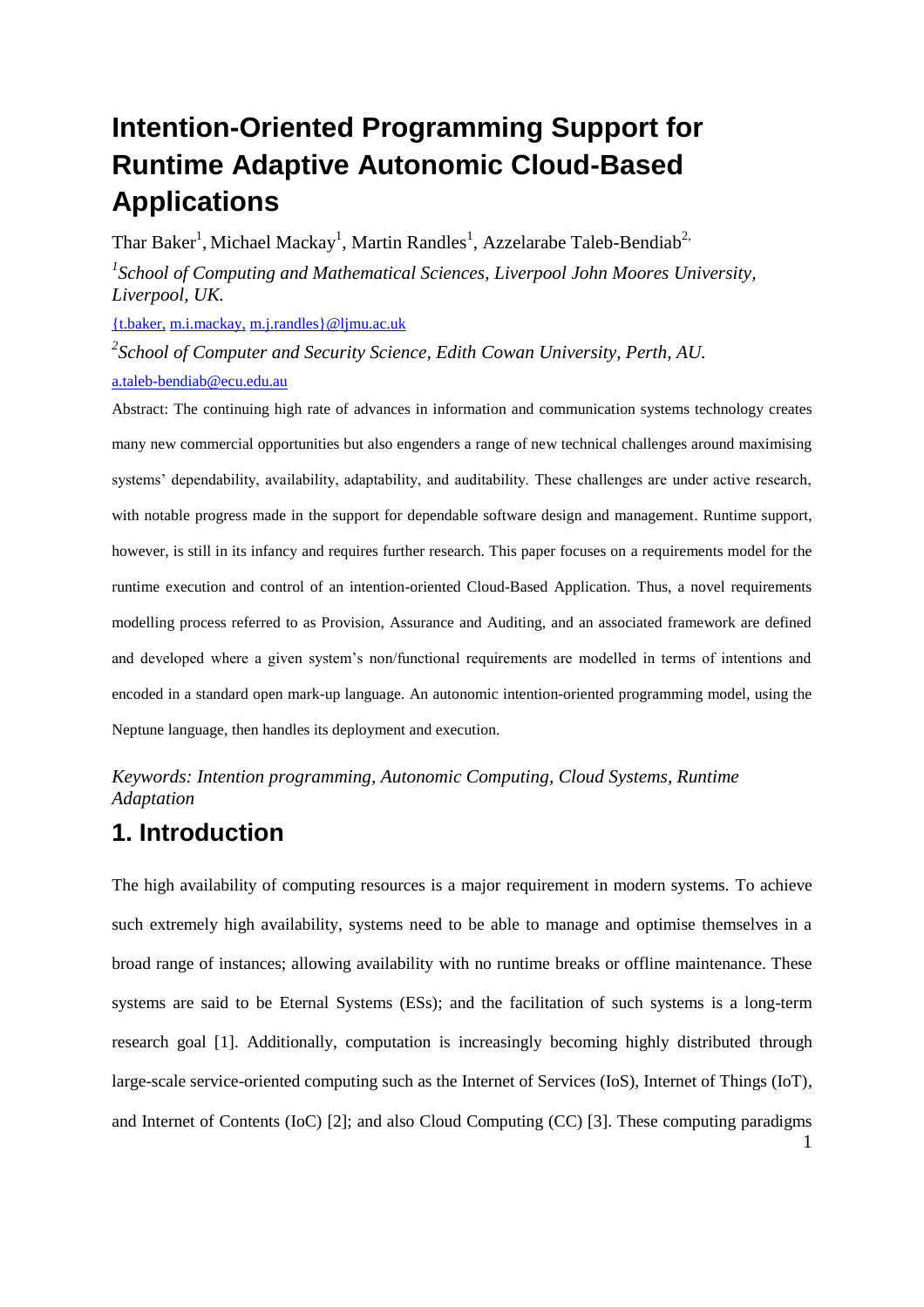# Intention-Oriented Programming Support for Runtime Adaptive Autonomic Cloud-Based Applications

Thar Baker[1], Michael Mackay[1], Martin Randles[1], Azzelarabe Taleb-Bendiab[2,]

[1]*School of Computing and Mathematical Sciences, Liverpool John Moores University, Liverpool, UK.*

{t.baker, m.i.mackay, m.j.randles}@ljmu.ac.uk

[2]*School of Computer and Security Science, Edith Cowan University, Perth, AU.*

a.taleb-bendiab@ecu.edu.au

Abstract: The continuing high rate of advances in information and communication systems technology creates many new commercial opportunities but also engenders a range of new technical challenges around maximising systems' dependability, availability, adaptability, and auditability. These challenges are under active research, with notable progress made in the support for dependable software design and management. Runtime support, however, is still in its infancy and requires further research. This paper focuses on a requirements model for the runtime execution and control of an intention-oriented Cloud-Based Application. Thus, a novel requirements modelling process referred to as Provision, Assurance and Auditing, and an associated framework are defined and developed where a given system's non/functional requirements are modelled in terms of intentions and encoded in a standard open mark-up language. An autonomic intention-oriented programming model, using the Neptune language, then handles its deployment and execution.

*Keywords: Intention programming, Autonomic Computing, Cloud Systems, Runtime Adaptation*

## 1. Introduction

The high availability of computing resources is a major requirement in modern systems. To achieve such extremely high availability, systems need to be able to manage and optimise themselves in a broad range of instances; allowing availability with no runtime breaks or offline maintenance. These systems are said to be Eternal Systems (ESs); and the facilitation of such systems is a long-term research goal [1]. Additionally, computation is increasingly becoming highly distributed through large-scale service-oriented computing such as the Internet of Services (IoS), Internet of Things (IoT), and Internet of Contents (IoC) [2]; and also Cloud Computing (CC) [3]. These computing paradigms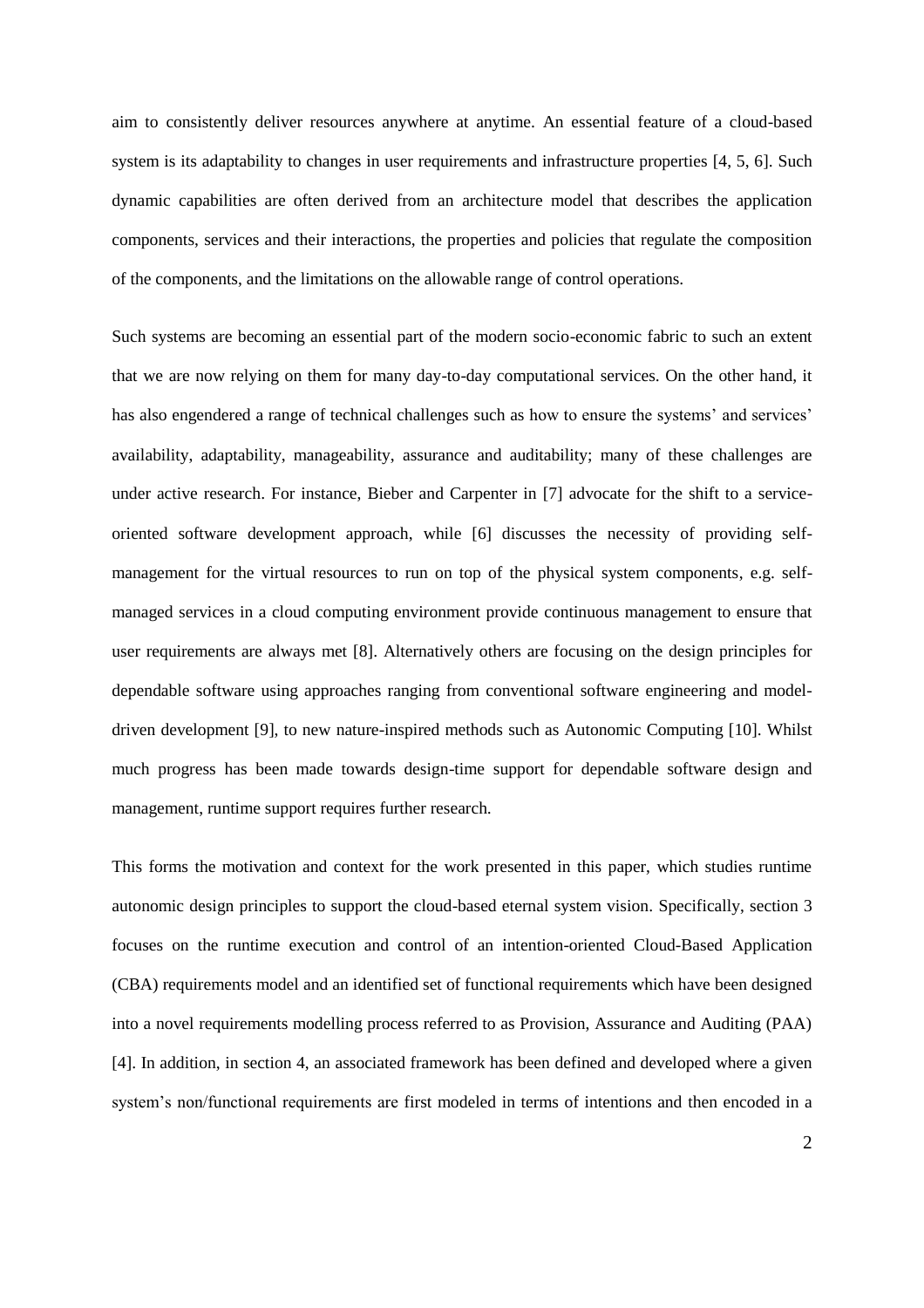aim to consistently deliver resources anywhere at anytime. An essential feature of a cloud-based system is its adaptability to changes in user requirements and infrastructure properties [4, 5, 6]. Such dynamic capabilities are often derived from an architecture model that describes the application components, services and their interactions, the properties and policies that regulate the composition of the components, and the limitations on the allowable range of control operations.

Such systems are becoming an essential part of the modern socio-economic fabric to such an extent that we are now relying on them for many day-to-day computational services. On the other hand, it has also engendered a range of technical challenges such as how to ensure the systems' and services' availability, adaptability, manageability, assurance and auditability; many of these challenges are under active research. For instance, Bieber and Carpenter in [7] advocate for the shift to a service-oriented software development approach, while [6] discusses the necessity of providing self-management for the virtual resources to run on top of the physical system components, e.g. self-managed services in a cloud computing environment provide continuous management to ensure that user requirements are always met [8]. Alternatively others are focusing on the design principles for dependable software using approaches ranging from conventional software engineering and model-driven development [9], to new nature-inspired methods such as Autonomic Computing [10]. Whilst much progress has been made towards design-time support for dependable software design and management, runtime support requires further research.

This forms the motivation and context for the work presented in this paper, which studies runtime autonomic design principles to support the cloud-based eternal system vision. Specifically, section 3 focuses on the runtime execution and control of an intention-oriented Cloud-Based Application (CBA) requirements model and an identified set of functional requirements which have been designed into a novel requirements modelling process referred to as Provision, Assurance and Auditing (PAA) [4]. In addition, in section 4, an associated framework has been defined and developed where a given system's non/functional requirements are first modeled in terms of intentions and then encoded in a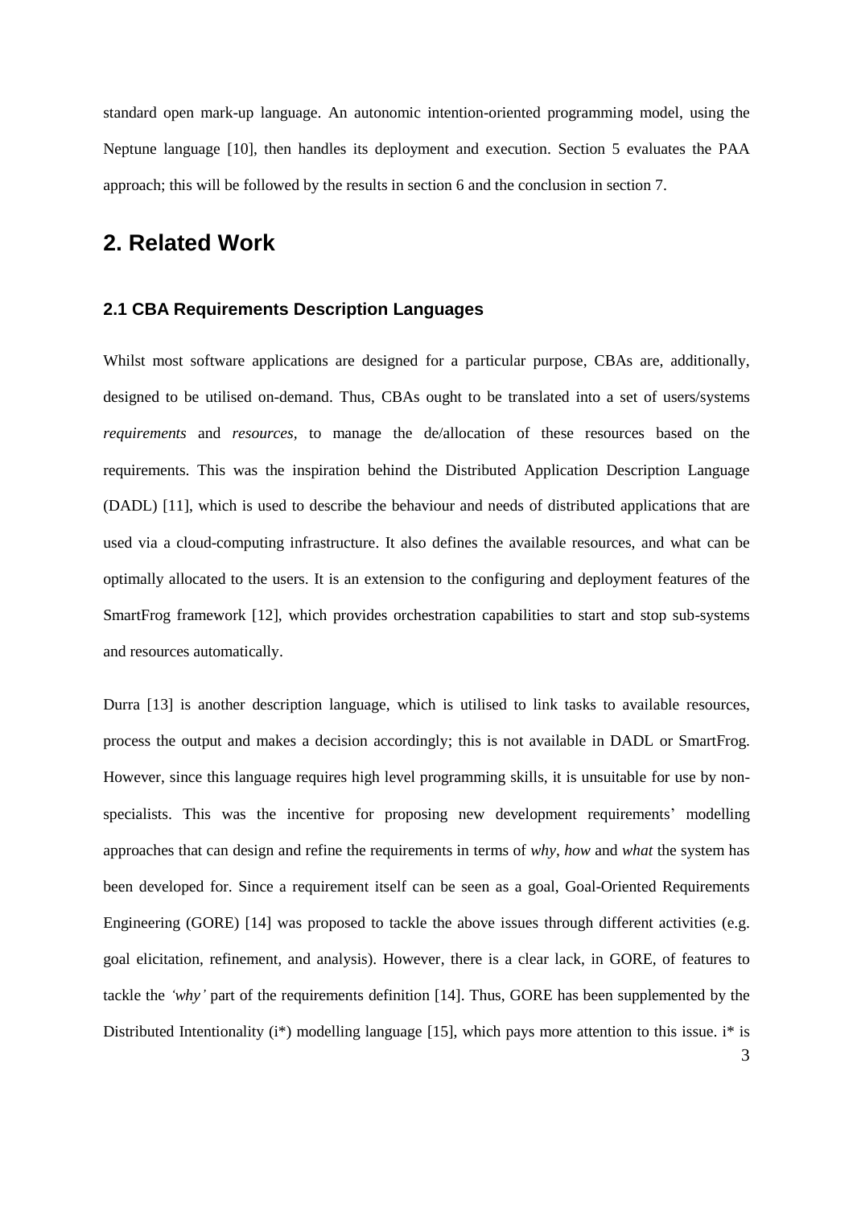standard open mark-up language. An autonomic intention-oriented programming model, using the Neptune language [10], then handles its deployment and execution. Section 5 evaluates the PAA approach; this will be followed by the results in section 6 and the conclusion in section 7.

## 2. Related Work

### 2.1 CBA Requirements Description Languages

Whilst most software applications are designed for a particular purpose, CBAs are, additionally, designed to be utilised on-demand. Thus, CBAs ought to be translated into a set of users/systems *requirements* and *resources*, to manage the de/allocation of these resources based on the requirements. This was the inspiration behind the Distributed Application Description Language (DADL) [11], which is used to describe the behaviour and needs of distributed applications that are used via a cloud-computing infrastructure. It also defines the available resources, and what can be optimally allocated to the users. It is an extension to the configuring and deployment features of the SmartFrog framework [12], which provides orchestration capabilities to start and stop sub-systems and resources automatically.

Durra [13] is another description language, which is utilised to link tasks to available resources, process the output and makes a decision accordingly; this is not available in DADL or SmartFrog. However, since this language requires high level programming skills, it is unsuitable for use by non-specialists. This was the incentive for proposing new development requirements' modelling approaches that can design and refine the requirements in terms of *why*, *how* and *what* the system has been developed for. Since a requirement itself can be seen as a goal, Goal-Oriented Requirements Engineering (GORE) [14] was proposed to tackle the above issues through different activities (e.g. goal elicitation, refinement, and analysis). However, there is a clear lack, in GORE, of features to tackle the *'why'* part of the requirements definition [14]. Thus, GORE has been supplemented by the Distributed Intentionality (i*) modelling language [15], which pays more attention to this issue. i* is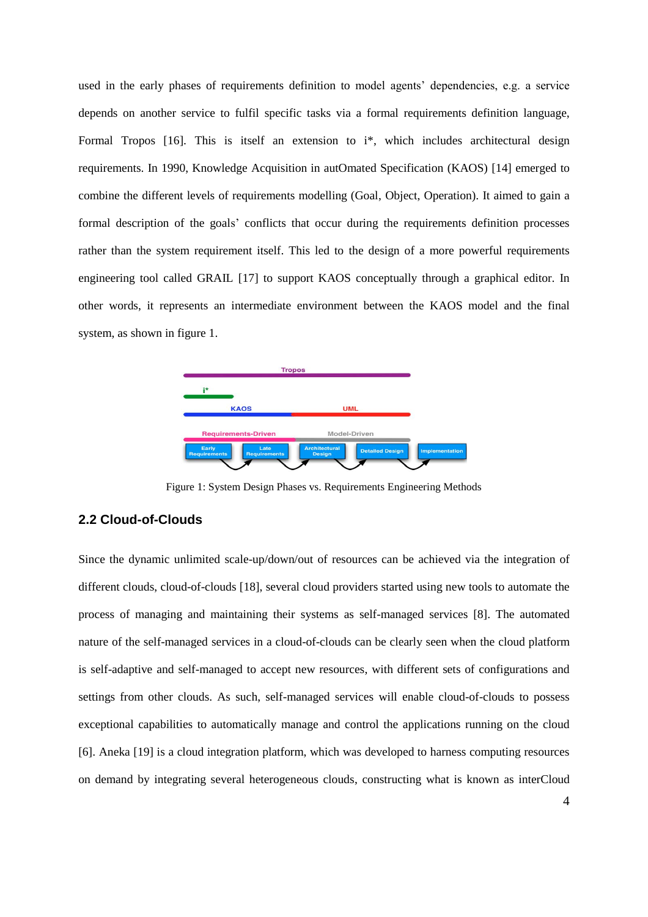used in the early phases of requirements definition to model agents' dependencies, e.g. a service depends on another service to fulfil specific tasks via a formal requirements definition language, Formal Tropos [16]. This is itself an extension to i*, which includes architectural design requirements. In 1990, Knowledge Acquisition in autOmated Specification (KAOS) [14] emerged to combine the different levels of requirements modelling (Goal, Object, Operation). It aimed to gain a formal description of the goals' conflicts that occur during the requirements definition processes rather than the system requirement itself. This led to the design of a more powerful requirements engineering tool called GRAIL [17] to support KAOS conceptually through a graphical editor. In other words, it represents an intermediate environment between the KAOS model and the final system, as shown in figure 1.

Figure 1: System Design Phases vs. Requirements Engineering Methods

## 2.2 Cloud-of-Clouds

Since the dynamic unlimited scale-up/down/out of resources can be achieved via the integration of different clouds, cloud-of-clouds [18], several cloud providers started using new tools to automate the process of managing and maintaining their systems as self-managed services [8]. The automated nature of the self-managed services in a cloud-of-clouds can be clearly seen when the cloud platform is self-adaptive and self-managed to accept new resources, with different sets of configurations and settings from other clouds. As such, self-managed services will enable cloud-of-clouds to possess exceptional capabilities to automatically manage and control the applications running on the cloud [6]. Aneka [19] is a cloud integration platform, which was developed to harness computing resources on demand by integrating several heterogeneous clouds, constructing what is known as interCloud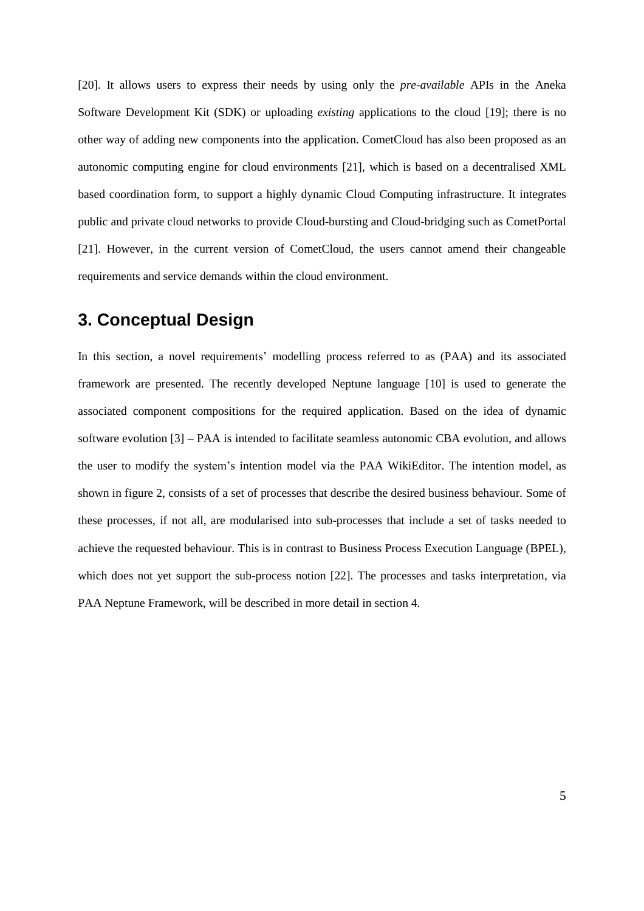[20]. It allows users to express their needs by using only the *pre-available* APIs in the Aneka Software Development Kit (SDK) or uploading *existing* applications to the cloud [19]; there is no other way of adding new components into the application. CometCloud has also been proposed as an autonomic computing engine for cloud environments [21], which is based on a decentralised XML based coordination form, to support a highly dynamic Cloud Computing infrastructure. It integrates public and private cloud networks to provide Cloud-bursting and Cloud-bridging such as CometPortal [21]. However, in the current version of CometCloud, the users cannot amend their changeable requirements and service demands within the cloud environment.

## 3. Conceptual Design

In this section, a novel requirements' modelling process referred to as (PAA) and its associated framework are presented. The recently developed Neptune language [10] is used to generate the associated component compositions for the required application. Based on the idea of dynamic software evolution [3] – PAA is intended to facilitate seamless autonomic CBA evolution, and allows the user to modify the system's intention model via the PAA WikiEditor. The intention model, as shown in figure 2, consists of a set of processes that describe the desired business behaviour. Some of these processes, if not all, are modularised into sub-processes that include a set of tasks needed to achieve the requested behaviour. This is in contrast to Business Process Execution Language (BPEL), which does not yet support the sub-process notion [22]. The processes and tasks interpretation, via PAA Neptune Framework, will be described in more detail in section 4.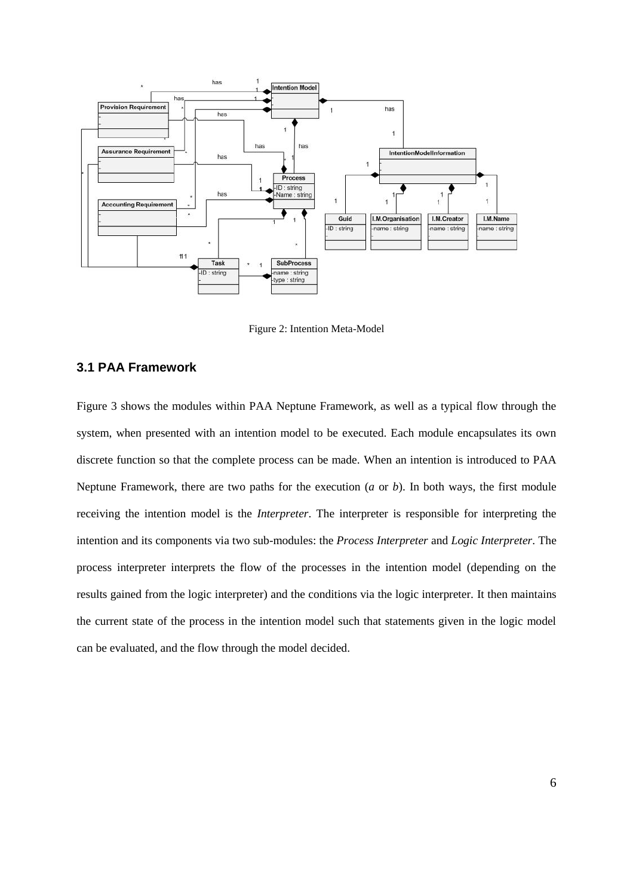Figure 2: Intention Meta-Model

### 3.1 PAA Framework

Figure 3 shows the modules within PAA Neptune Framework, as well as a typical flow through the system, when presented with an intention model to be executed. Each module encapsulates its own discrete function so that the complete process can be made. When an intention is introduced to PAA Neptune Framework, there are two paths for the execution (*a* or *b*). In both ways, the first module receiving the intention model is the *Interpreter*. The interpreter is responsible for interpreting the intention and its components via two sub-modules: the *Process Interpreter* and *Logic Interpreter*. The process interpreter interprets the flow of the processes in the intention model (depending on the results gained from the logic interpreter) and the conditions via the logic interpreter. It then maintains the current state of the process in the intention model such that statements given in the logic model can be evaluated, and the flow through the model decided.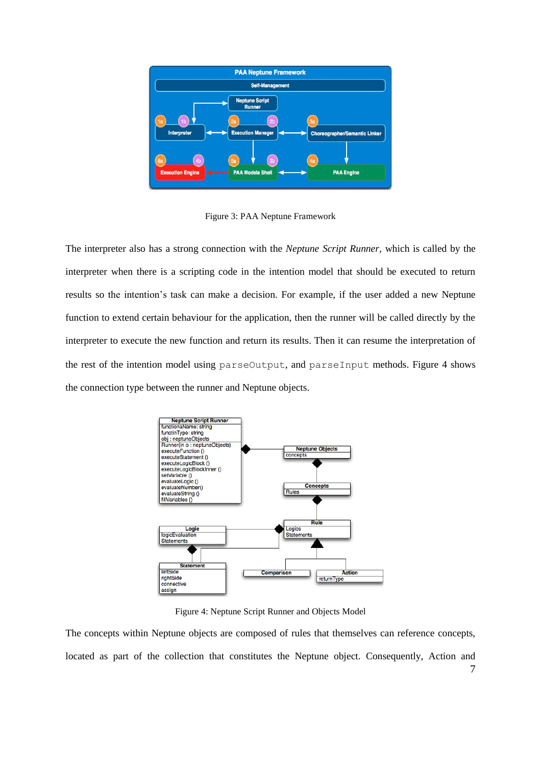Figure 3: PAA Neptune Framework

The interpreter also has a strong connection with the *Neptune Script Runner*, which is called by the interpreter when there is a scripting code in the intention model that should be executed to return results so the intention's task can make a decision. For example, if the user added a new Neptune function to extend certain behaviour for the application, then the runner will be called directly by the interpreter to execute the new function and return its results. Then it can resume the interpretation of the rest of the intention model using `parseOutput`, and `parseInput` methods. Figure 4 shows the connection type between the runner and Neptune objects.

Figure 4: Neptune Script Runner and Objects Model

The concepts within Neptune objects are composed of rules that themselves can reference concepts, located as part of the collection that constitutes the Neptune object. Consequently, Action and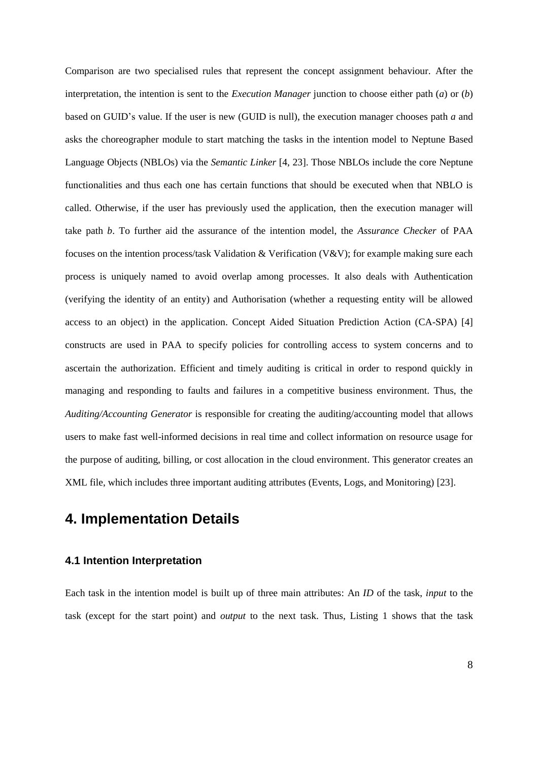Comparison are two specialised rules that represent the concept assignment behaviour. After the interpretation, the intention is sent to the *Execution Manager* junction to choose either path (*a*) or (*b*) based on GUID's value. If the user is new (GUID is null), the execution manager chooses path *a* and asks the choreographer module to start matching the tasks in the intention model to Neptune Based Language Objects (NBLOs) via the *Semantic Linker* [4, 23]. Those NBLOs include the core Neptune functionalities and thus each one has certain functions that should be executed when that NBLO is called. Otherwise, if the user has previously used the application, then the execution manager will take path *b*. To further aid the assurance of the intention model, the *Assurance Checker* of PAA focuses on the intention process/task Validation & Verification (V&V); for example making sure each process is uniquely named to avoid overlap among processes. It also deals with Authentication (verifying the identity of an entity) and Authorisation (whether a requesting entity will be allowed access to an object) in the application. Concept Aided Situation Prediction Action (CA-SPA) [4] constructs are used in PAA to specify policies for controlling access to system concerns and to ascertain the authorization. Efficient and timely auditing is critical in order to respond quickly in managing and responding to faults and failures in a competitive business environment. Thus, the *Auditing/Accounting Generator* is responsible for creating the auditing/accounting model that allows users to make fast well-informed decisions in real time and collect information on resource usage for the purpose of auditing, billing, or cost allocation in the cloud environment. This generator creates an XML file, which includes three important auditing attributes (Events, Logs, and Monitoring) [23].

# 4. Implementation Details

## 4.1 Intention Interpretation

Each task in the intention model is built up of three main attributes: An *ID* of the task, *input* to the task (except for the start point) and *output* to the next task. Thus, Listing 1 shows that the task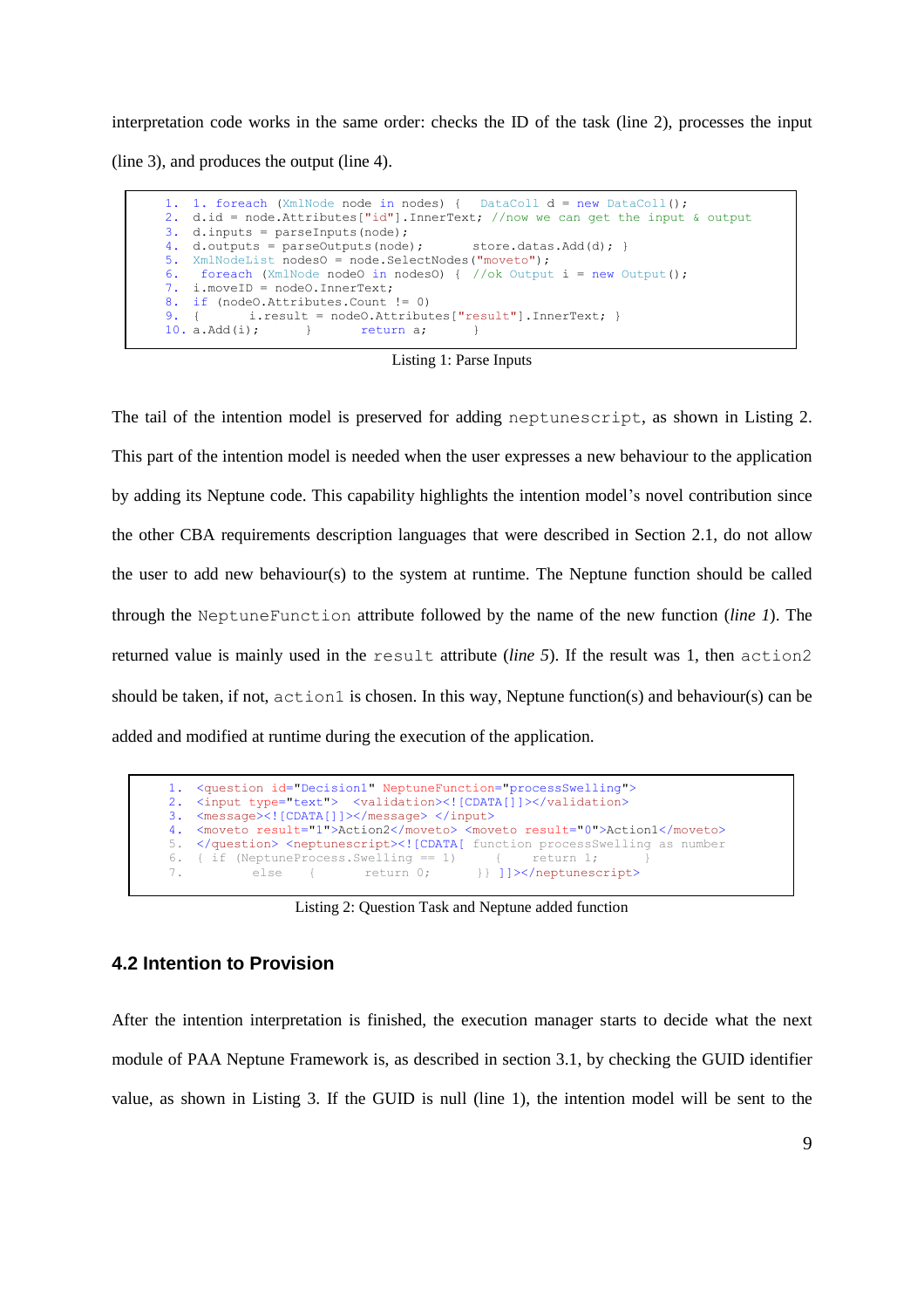interpretation code works in the same order: checks the ID of the task (line 2), processes the input (line 3), and produces the output (line 4).

```
1.  1. foreach (XmlNode node in nodes) {   DataColl d = new DataColl();
2.  d.id = node.Attributes["id"].InnerText; //now we can get the input & output
3.  d.inputs = parseInputs(node);
4.  d.outputs = parseOutputs(node);       store.datas.Add(d); }
5.  XmlNodeList nodesO = node.SelectNodes("moveto");
6.   foreach (XmlNode nodeO in nodesO) {  //ok Output i = new Output();
7.  i.moveID = nodeO.InnerText;
8.  if (nodeO.Attributes.Count != 0)
9.  {       i.result = nodeO.Attributes["result"].InnerText; }
10. a.Add(i);       }       return a;       }
```

Listing 1: Parse Inputs

The tail of the intention model is preserved for adding `neptunescript`, as shown in Listing 2. This part of the intention model is needed when the user expresses a new behaviour to the application by adding its Neptune code. This capability highlights the intention model's novel contribution since the other CBA requirements description languages that were described in Section 2.1, do not allow the user to add new behaviour(s) to the system at runtime. The Neptune function should be called through the `NeptuneFunction` attribute followed by the name of the new function (*line 1*). The returned value is mainly used in the `result` attribute (*line 5*). If the result was 1, then `action2` should be taken, if not, `action1` is chosen. In this way, Neptune function(s) and behaviour(s) can be added and modified at runtime during the execution of the application.

```
1.  <question id="Decision1" NeptuneFunction="processSwelling">
2.  <input type="text">  <validation><![CDATA[]]></validation>
3.  <message><![CDATA[]]></message> </input>
4.  <moveto result="1">Action2</moveto> <moveto result="0">Action1</moveto>
5.  </question> <neptunescript><![CDATA[ function processSwelling as number
6.  { if (NeptuneProcess.Swelling == 1)      {     return 1;       }
7.          else    {       return 0;       }} ]]></neptunescript>
```

Listing 2: Question Task and Neptune added function

## 4.2 Intention to Provision

After the intention interpretation is finished, the execution manager starts to decide what the next module of PAA Neptune Framework is, as described in section 3.1, by checking the GUID identifier value, as shown in Listing 3. If the GUID is null (line 1), the intention model will be sent to the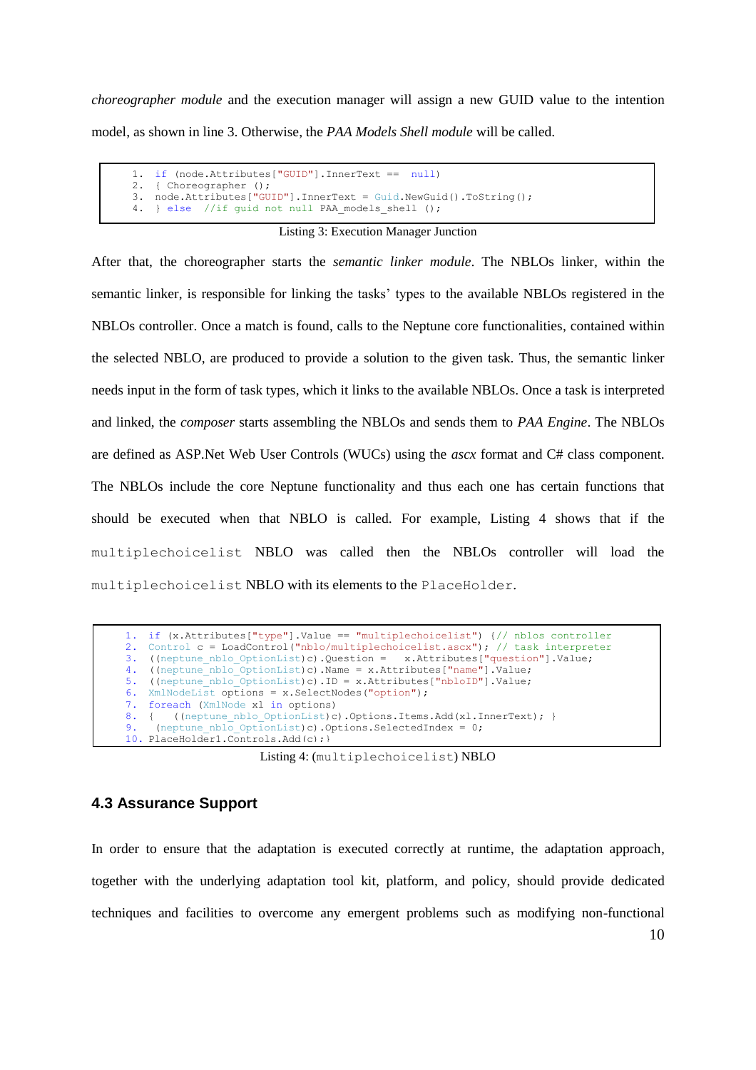*choreographer module* and the execution manager will assign a new GUID value to the intention model, as shown in line 3. Otherwise, the *PAA Models Shell module* will be called.

```
1.  if (node.Attributes["GUID"].InnerText ==  null)
2.  { Choreographer ();
3.  node.Attributes["GUID"].InnerText = Guid.NewGuid().ToString();
4.  } else  //if guid not null PAA_models_shell ();
```

Listing 3: Execution Manager Junction

After that, the choreographer starts the *semantic linker module*. The NBLOs linker, within the semantic linker, is responsible for linking the tasks' types to the available NBLOs registered in the NBLOs controller. Once a match is found, calls to the Neptune core functionalities, contained within the selected NBLO, are produced to provide a solution to the given task. Thus, the semantic linker needs input in the form of task types, which it links to the available NBLOs. Once a task is interpreted and linked, the *composer* starts assembling the NBLOs and sends them to *PAA Engine*. The NBLOs are defined as ASP.Net Web User Controls (WUCs) using the *ascx* format and C# class component. The NBLOs include the core Neptune functionality and thus each one has certain functions that should be executed when that NBLO is called. For example, Listing 4 shows that if the `multiplechoicelist` NBLO was called then the NBLOs controller will load the `multiplechoicelist` NBLO with its elements to the `PlaceHolder`.

```
1.  if (x.Attributes["type"].Value == "multiplechoicelist") {// nblos controller
2.  Control c = LoadControl("nblo/multiplechoicelist.ascx"); // task interpreter
3.  ((neptune_nblo_OptionList)c).Question =   x.Attributes["question"].Value;
4.  ((neptune_nblo_OptionList)c).Name = x.Attributes["name"].Value;
5.  ((neptune_nblo_OptionList)c).ID = x.Attributes["nbloID"].Value;
6.  XmlNodeList options = x.SelectNodes("option");
7.  foreach (XmlNode xl in options)
8.  {   ((neptune_nblo_OptionList)c).Options.Items.Add(xl.InnerText); }
9.   (neptune_nblo_OptionList)c).Options.SelectedIndex = 0;
10. PlaceHolder1.Controls.Add(c);}
```

Listing 4: (`multiplechoicelist`) NBLO

### 4.3 Assurance Support

In order to ensure that the adaptation is executed correctly at runtime, the adaptation approach, together with the underlying adaptation tool kit, platform, and policy, should provide dedicated techniques and facilities to overcome any emergent problems such as modifying non-functional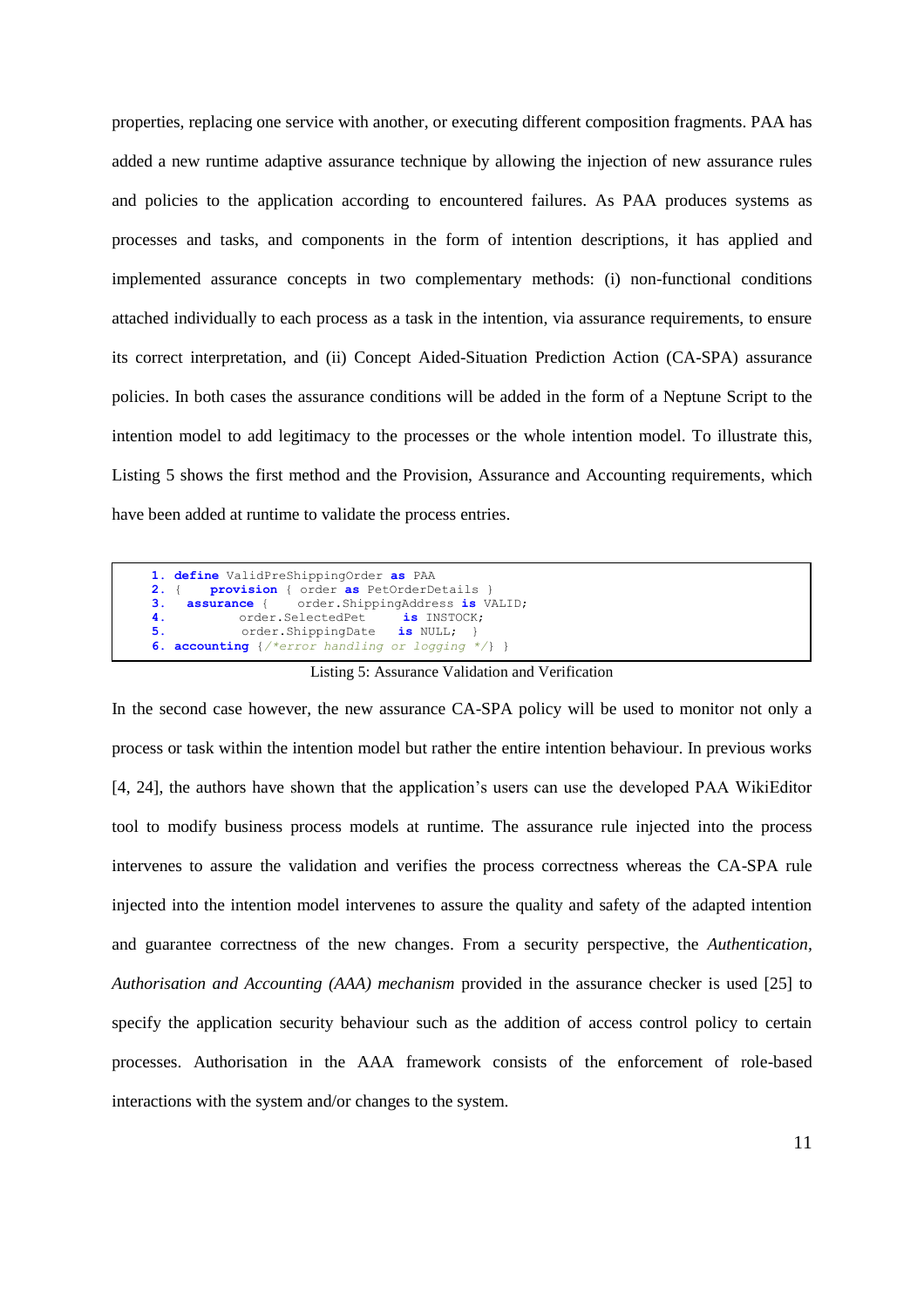properties, replacing one service with another, or executing different composition fragments. PAA has added a new runtime adaptive assurance technique by allowing the injection of new assurance rules and policies to the application according to encountered failures. As PAA produces systems as processes and tasks, and components in the form of intention descriptions, it has applied and implemented assurance concepts in two complementary methods: (i) non-functional conditions attached individually to each process as a task in the intention, via assurance requirements, to ensure its correct interpretation, and (ii) Concept Aided-Situation Prediction Action (CA-SPA) assurance policies. In both cases the assurance conditions will be added in the form of a Neptune Script to the intention model to add legitimacy to the processes or the whole intention model. To illustrate this, Listing 5 shows the first method and the Provision, Assurance and Accounting requirements, which have been added at runtime to validate the process entries.

```
1. define ValidPreShippingOrder as PAA
2. {    provision { order as PetOrderDetails }
3.   assurance {    order.ShippingAddress is VALID;
4.          order.SelectedPet     is INSTOCK;
5.          order.ShippingDate    is NULL;  }
6. accounting {/*error handling or logging */} }
```

Listing 5: Assurance Validation and Verification

In the second case however, the new assurance CA-SPA policy will be used to monitor not only a process or task within the intention model but rather the entire intention behaviour. In previous works [4, 24], the authors have shown that the application's users can use the developed PAA WikiEditor tool to modify business process models at runtime. The assurance rule injected into the process intervenes to assure the validation and verifies the process correctness whereas the CA-SPA rule injected into the intention model intervenes to assure the quality and safety of the adapted intention and guarantee correctness of the new changes. From a security perspective, the *Authentication, Authorisation and Accounting (AAA) mechanism* provided in the assurance checker is used [25] to specify the application security behaviour such as the addition of access control policy to certain processes. Authorisation in the AAA framework consists of the enforcement of role-based interactions with the system and/or changes to the system.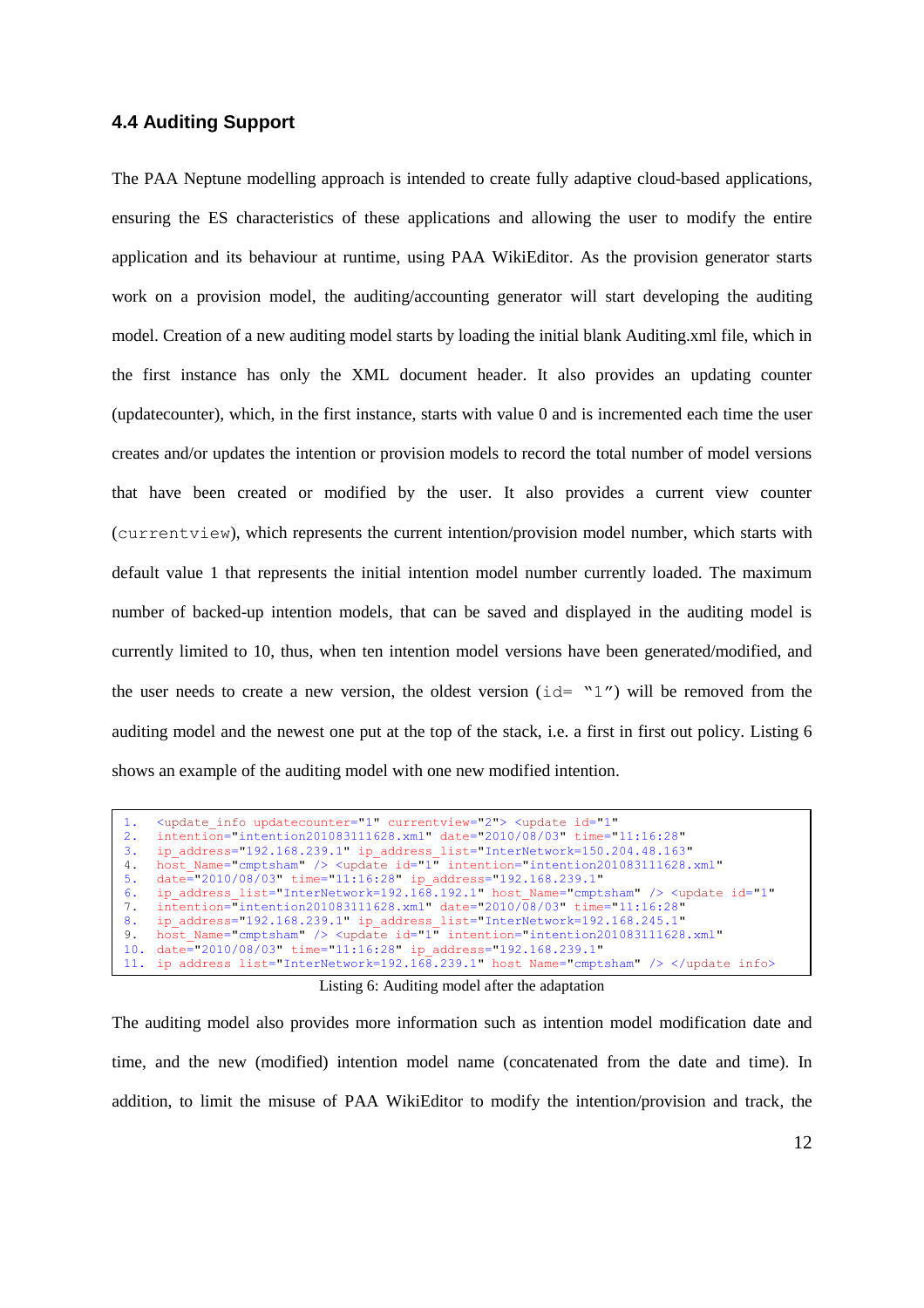### 4.4 Auditing Support

The PAA Neptune modelling approach is intended to create fully adaptive cloud-based applications, ensuring the ES characteristics of these applications and allowing the user to modify the entire application and its behaviour at runtime, using PAA WikiEditor. As the provision generator starts work on a provision model, the auditing/accounting generator will start developing the auditing model. Creation of a new auditing model starts by loading the initial blank Auditing.xml file, which in the first instance has only the XML document header. It also provides an updating counter (updatecounter), which, in the first instance, starts with value 0 and is incremented each time the user creates and/or updates the intention or provision models to record the total number of model versions that have been created or modified by the user. It also provides a current view counter (`currentview`), which represents the current intention/provision model number, which starts with default value 1 that represents the initial intention model number currently loaded. The maximum number of backed-up intention models, that can be saved and displayed in the auditing model is currently limited to 10, thus, when ten intention model versions have been generated/modified, and the user needs to create a new version, the oldest version (`id= "1"`) will be removed from the auditing model and the newest one put at the top of the stack, i.e. a first in first out policy. Listing 6 shows an example of the auditing model with one new modified intention.

```
1.  <update_info updatecounter="1" currentview="2"> <update id="1"
2.  intention="intention201083111628.xml" date="2010/08/03" time="11:16:28"
3.  ip_address="192.168.239.1" ip_address_list="InterNetwork=150.204.48.163"
4.  host_Name="cmptsham" /> <update id="1" intention="intention201083111628.xml"
5.  date="2010/08/03" time="11:16:28" ip_address="192.168.239.1"
6.  ip_address_list="InterNetwork=192.168.192.1" host_Name="cmptsham" /> <update id="1"
7.  intention="intention201083111628.xml" date="2010/08/03" time="11:16:28"
8.  ip_address="192.168.239.1" ip_address_list="InterNetwork=192.168.245.1"
9.  host_Name="cmptsham" /> <update id="1" intention="intention201083111628.xml"
10. date="2010/08/03" time="11:16:28" ip_address="192.168.239.1"
11. ip_address_list="InterNetwork=192.168.239.1" host_Name="cmptsham" /> </update_info>
```

Listing 6: Auditing model after the adaptation

The auditing model also provides more information such as intention model modification date and time, and the new (modified) intention model name (concatenated from the date and time). In addition, to limit the misuse of PAA WikiEditor to modify the intention/provision and track, the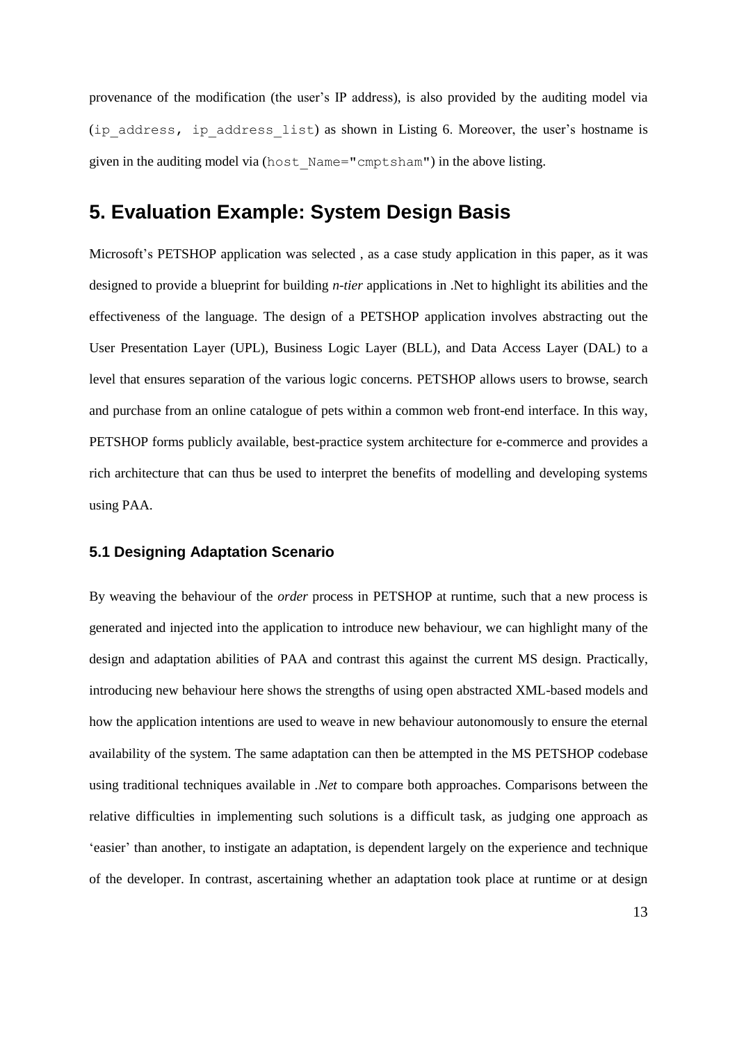provenance of the modification (the user's IP address), is also provided by the auditing model via (`ip_address, ip_address_list`) as shown in Listing 6. Moreover, the user's hostname is given in the auditing model via (`host_Name="cmptsham"`) in the above listing.

## 5. Evaluation Example: System Design Basis

Microsoft's PETSHOP application was selected , as a case study application in this paper, as it was designed to provide a blueprint for building *n-tier* applications in .Net to highlight its abilities and the effectiveness of the language. The design of a PETSHOP application involves abstracting out the User Presentation Layer (UPL), Business Logic Layer (BLL), and Data Access Layer (DAL) to a level that ensures separation of the various logic concerns. PETSHOP allows users to browse, search and purchase from an online catalogue of pets within a common web front-end interface. In this way, PETSHOP forms publicly available, best-practice system architecture for e-commerce and provides a rich architecture that can thus be used to interpret the benefits of modelling and developing systems using PAA.

### 5.1 Designing Adaptation Scenario

By weaving the behaviour of the *order* process in PETSHOP at runtime, such that a new process is generated and injected into the application to introduce new behaviour, we can highlight many of the design and adaptation abilities of PAA and contrast this against the current MS design. Practically, introducing new behaviour here shows the strengths of using open abstracted XML-based models and how the application intentions are used to weave in new behaviour autonomously to ensure the eternal availability of the system. The same adaptation can then be attempted in the MS PETSHOP codebase using traditional techniques available in *.Net* to compare both approaches. Comparisons between the relative difficulties in implementing such solutions is a difficult task, as judging one approach as 'easier' than another, to instigate an adaptation, is dependent largely on the experience and technique of the developer. In contrast, ascertaining whether an adaptation took place at runtime or at design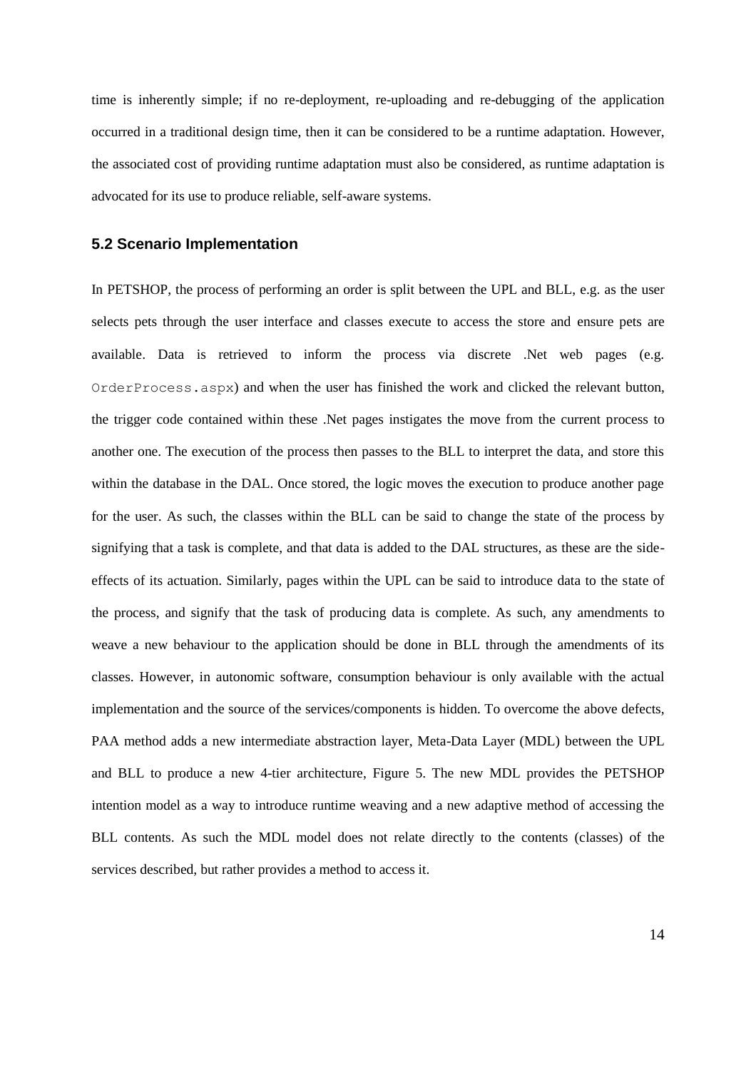time is inherently simple; if no re-deployment, re-uploading and re-debugging of the application occurred in a traditional design time, then it can be considered to be a runtime adaptation. However, the associated cost of providing runtime adaptation must also be considered, as runtime adaptation is advocated for its use to produce reliable, self-aware systems.

### 5.2 Scenario Implementation

In PETSHOP, the process of performing an order is split between the UPL and BLL, e.g. as the user selects pets through the user interface and classes execute to access the store and ensure pets are available. Data is retrieved to inform the process via discrete .Net web pages (e.g. `OrderProcess.aspx`) and when the user has finished the work and clicked the relevant button, the trigger code contained within these .Net pages instigates the move from the current process to another one. The execution of the process then passes to the BLL to interpret the data, and store this within the database in the DAL. Once stored, the logic moves the execution to produce another page for the user. As such, the classes within the BLL can be said to change the state of the process by signifying that a task is complete, and that data is added to the DAL structures, as these are the side-effects of its actuation. Similarly, pages within the UPL can be said to introduce data to the state of the process, and signify that the task of producing data is complete. As such, any amendments to weave a new behaviour to the application should be done in BLL through the amendments of its classes. However, in autonomic software, consumption behaviour is only available with the actual implementation and the source of the services/components is hidden. To overcome the above defects, PAA method adds a new intermediate abstraction layer, Meta-Data Layer (MDL) between the UPL and BLL to produce a new 4-tier architecture, Figure 5. The new MDL provides the PETSHOP intention model as a way to introduce runtime weaving and a new adaptive method of accessing the BLL contents. As such the MDL model does not relate directly to the contents (classes) of the services described, but rather provides a method to access it.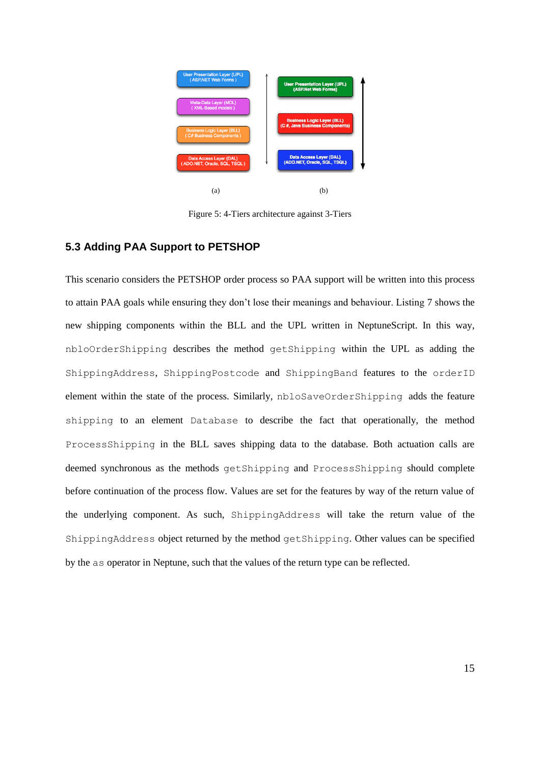User Presentation Layer (UPL)
( ASP.NET Web Forms )

Meta-Data Layer (MDL)
( XML-Based models )

Business Logic Layer (BLL)
( C# Business Components )

Data Access Layer (DAL)
( ADO.NET, Oracle, SQL, TSQL )

User Presentation Layer (UPL)
(ASP.Net Web Forms)

Business Logic Layer (BLL)
(C #, Java Business Components)

Data Access Layer (DAL)
(ADO.NET, Oracle, SQL, TSQL)

(a) (b)

Figure 5: 4-Tiers architecture against 3-Tiers

### 5.3 Adding PAA Support to PETSHOP

This scenario considers the PETSHOP order process so PAA support will be written into this process to attain PAA goals while ensuring they don't lose their meanings and behaviour. Listing 7 shows the new shipping components within the BLL and the UPL written in NeptuneScript. In this way, `nbloOrderShipping` describes the method `getShipping` within the UPL as adding the `ShippingAddress`, `ShippingPostcode` and `ShippingBand` features to the `orderID` element within the state of the process. Similarly, `nbloSaveOrderShipping` adds the feature `shipping` to an element `Database` to describe the fact that operationally, the method `ProcessShipping` in the BLL saves shipping data to the database. Both actuation calls are deemed synchronous as the methods `getShipping` and `ProcessShipping` should complete before continuation of the process flow. Values are set for the features by way of the return value of the underlying component. As such, `ShippingAddress` will take the return value of the `ShippingAddress` object returned by the method `getShipping`. Other values can be specified by the `as` operator in Neptune, such that the values of the return type can be reflected.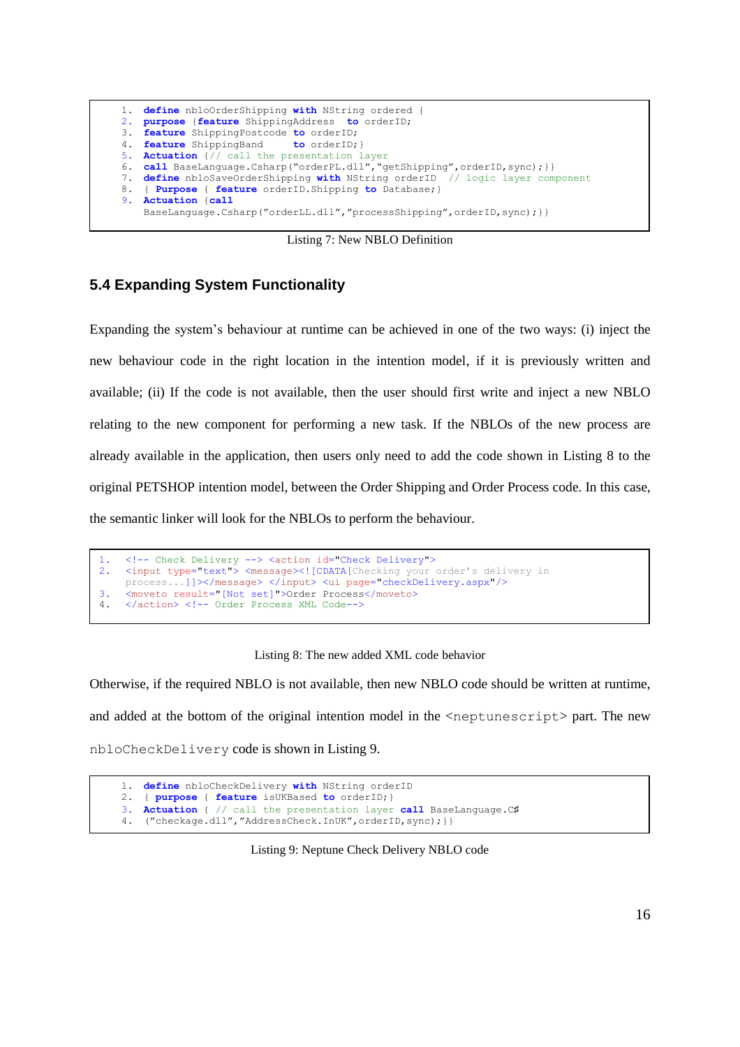```
1.  define nbloOrderShipping with NString ordered {
2.  purpose {feature ShippingAddress  to orderID;
3.  feature ShippingPostcode to orderID;
4.  feature ShippingBand     to orderID;}
5.  Actuation {// call the presentation layer
6.  call BaseLanguage.Csharp(“orderPL.dll”,“getShipping”,orderID,sync);}}
7.  define nbloSaveOrderShipping with NString orderID  // logic layer component
8.  { Purpose { feature orderID.Shipping to Database;}
9.  Actuation {call
    BaseLanguage.Csharp(”orderLL.dll”,”processShipping”,orderID,sync);}}
```

Listing 7: New NBLO Definition

## 5.4 Expanding System Functionality

Expanding the system's behaviour at runtime can be achieved in one of the two ways: (i) inject the new behaviour code in the right location in the intention model, if it is previously written and available; (ii) If the code is not available, then the user should first write and inject a new NBLO relating to the new component for performing a new task. If the NBLOs of the new process are already available in the application, then users only need to add the code shown in Listing 8 to the original PETSHOP intention model, between the Order Shipping and Order Process code. In this case, the semantic linker will look for the NBLOs to perform the behaviour.

```
1.  <!-- Check Delivery --> <action id="Check Delivery">
2.  <input type="text"> <message><![CDATA[Checking your order’s delivery in
    process...]]></message> </input> <ui page="checkDelivery.aspx"/>
3.  <moveto result="[Not set]">Order Process</moveto>
4.  </action> <!-- Order Process XML Code-->
```

Listing 8: The new added XML code behavior

Otherwise, if the required NBLO is not available, then new NBLO code should be written at runtime, and added at the bottom of the original intention model in the `<neptunescript>` part. The new `nbloCheckDelivery` code is shown in Listing 9.

```
1.  define nbloCheckDelivery with NString orderID
2.  { purpose { feature isUKBased to orderID;}
3.  Actuation { // call the presentation layer call BaseLanguage.C#
4.  (”checkage.dll”,”AddressCheck.InUK”,orderID,sync);}}
```

Listing 9: Neptune Check Delivery NBLO code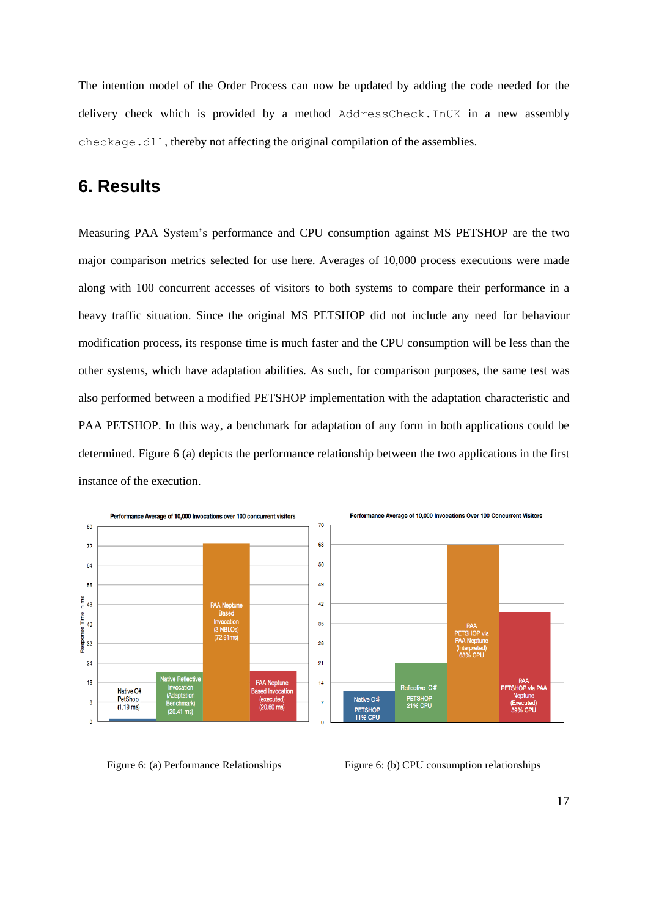The intention model of the Order Process can now be updated by adding the code needed for the delivery check which is provided by a method `AddressCheck.InUK` in a new assembly `checkage.dll`, thereby not affecting the original compilation of the assemblies.

## 6. Results

Measuring PAA System's performance and CPU consumption against MS PETSHOP are the two major comparison metrics selected for use here. Averages of 10,000 process executions were made along with 100 concurrent accesses of visitors to both systems to compare their performance in a heavy traffic situation. Since the original MS PETSHOP did not include any need for behaviour modification process, its response time is much faster and the CPU consumption will be less than the other systems, which have adaptation abilities. As such, for comparison purposes, the same test was also performed between a modified PETSHOP implementation with the adaptation characteristic and PAA PETSHOP. In this way, a benchmark for adaptation of any form in both applications could be determined. Figure 6 (a) depicts the performance relationship between the two applications in the first instance of the execution.

Figure 6: (a) Performance Relationships

Figure 6: (b) CPU consumption relationships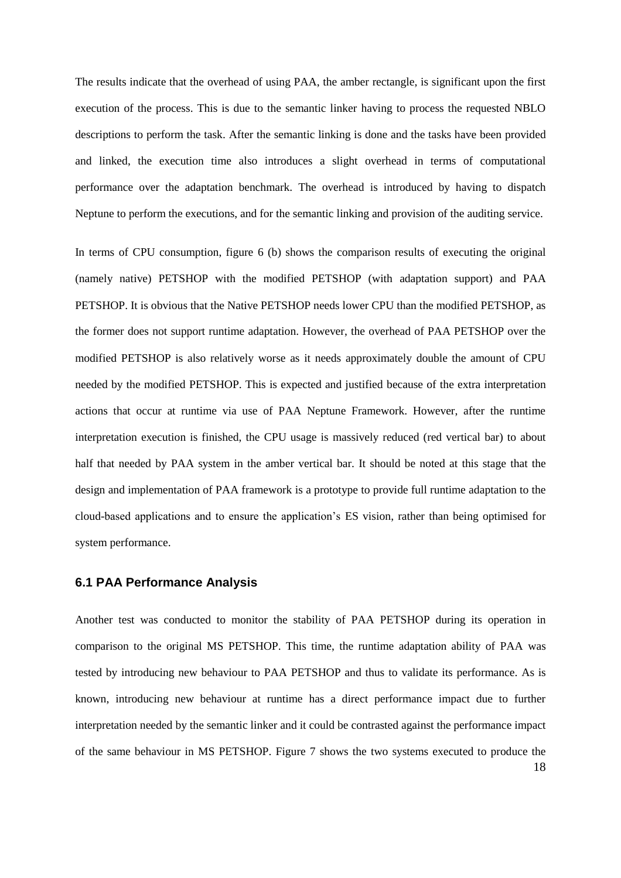The results indicate that the overhead of using PAA, the amber rectangle, is significant upon the first execution of the process. This is due to the semantic linker having to process the requested NBLO descriptions to perform the task. After the semantic linking is done and the tasks have been provided and linked, the execution time also introduces a slight overhead in terms of computational performance over the adaptation benchmark. The overhead is introduced by having to dispatch Neptune to perform the executions, and for the semantic linking and provision of the auditing service.

In terms of CPU consumption, figure 6 (b) shows the comparison results of executing the original (namely native) PETSHOP with the modified PETSHOP (with adaptation support) and PAA PETSHOP. It is obvious that the Native PETSHOP needs lower CPU than the modified PETSHOP, as the former does not support runtime adaptation. However, the overhead of PAA PETSHOP over the modified PETSHOP is also relatively worse as it needs approximately double the amount of CPU needed by the modified PETSHOP. This is expected and justified because of the extra interpretation actions that occur at runtime via use of PAA Neptune Framework. However, after the runtime interpretation execution is finished, the CPU usage is massively reduced (red vertical bar) to about half that needed by PAA system in the amber vertical bar. It should be noted at this stage that the design and implementation of PAA framework is a prototype to provide full runtime adaptation to the cloud-based applications and to ensure the application's ES vision, rather than being optimised for system performance.

### 6.1 PAA Performance Analysis

Another test was conducted to monitor the stability of PAA PETSHOP during its operation in comparison to the original MS PETSHOP. This time, the runtime adaptation ability of PAA was tested by introducing new behaviour to PAA PETSHOP and thus to validate its performance. As is known, introducing new behaviour at runtime has a direct performance impact due to further interpretation needed by the semantic linker and it could be contrasted against the performance impact of the same behaviour in MS PETSHOP. Figure 7 shows the two systems executed to produce the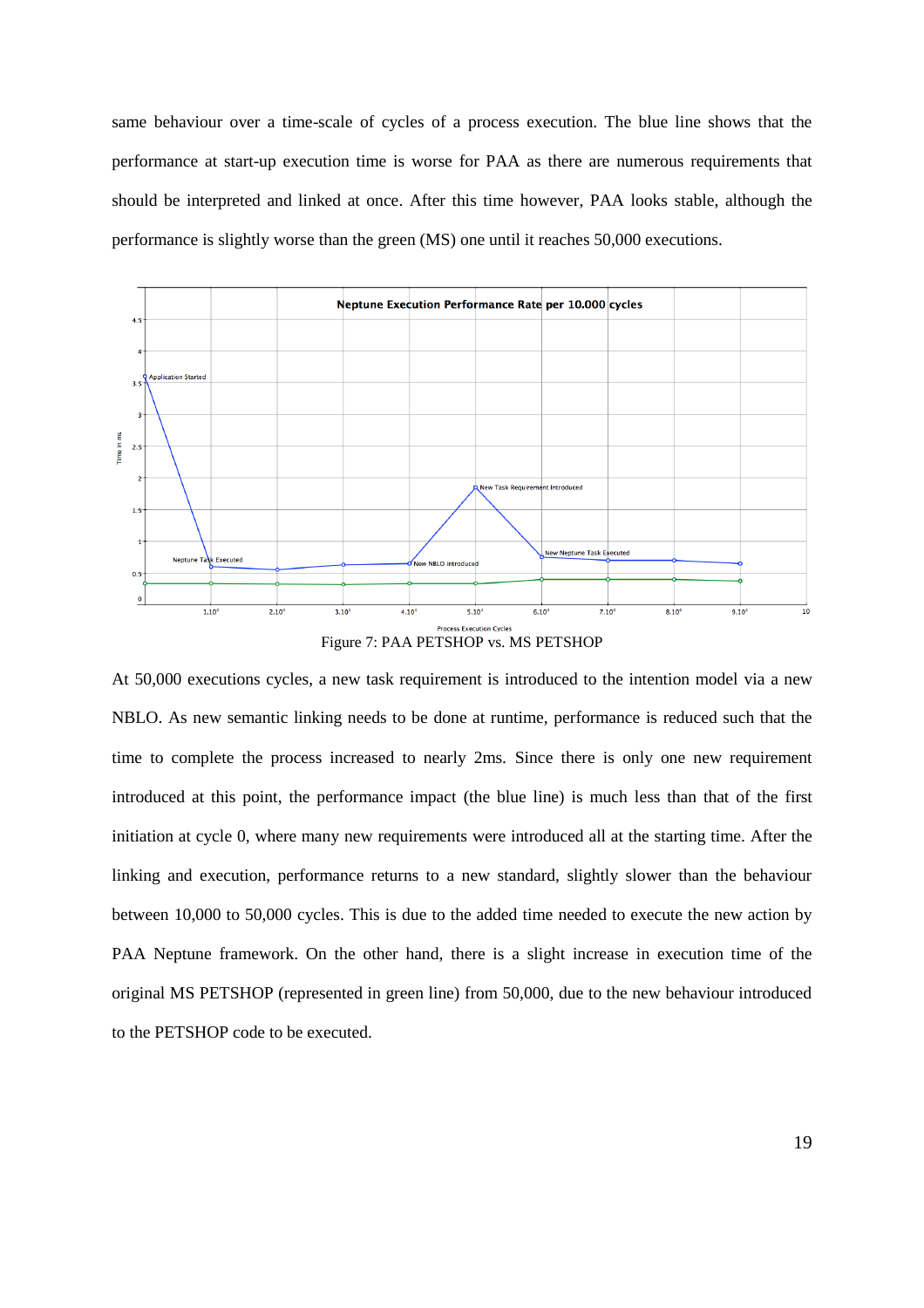same behaviour over a time-scale of cycles of a process execution. The blue line shows that the performance at start-up execution time is worse for PAA as there are numerous requirements that should be interpreted and linked at once. After this time however, PAA looks stable, although the performance is slightly worse than the green (MS) one until it reaches 50,000 executions.

Figure 7: PAA PETSHOP vs. MS PETSHOP

At 50,000 executions cycles, a new task requirement is introduced to the intention model via a new NBLO. As new semantic linking needs to be done at runtime, performance is reduced such that the time to complete the process increased to nearly 2ms. Since there is only one new requirement introduced at this point, the performance impact (the blue line) is much less than that of the first initiation at cycle 0, where many new requirements were introduced all at the starting time. After the linking and execution, performance returns to a new standard, slightly slower than the behaviour between 10,000 to 50,000 cycles. This is due to the added time needed to execute the new action by PAA Neptune framework. On the other hand, there is a slight increase in execution time of the original MS PETSHOP (represented in green line) from 50,000, due to the new behaviour introduced to the PETSHOP code to be executed.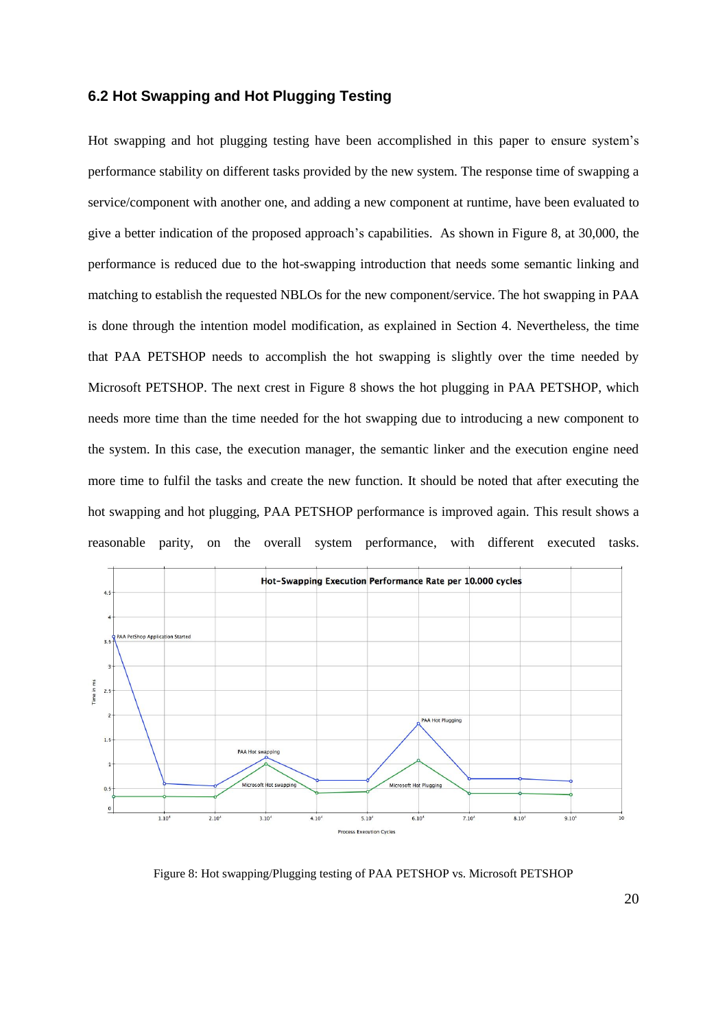### 6.2 Hot Swapping and Hot Plugging Testing

Hot swapping and hot plugging testing have been accomplished in this paper to ensure system's performance stability on different tasks provided by the new system. The response time of swapping a service/component with another one, and adding a new component at runtime, have been evaluated to give a better indication of the proposed approach's capabilities. As shown in Figure 8, at 30,000, the performance is reduced due to the hot-swapping introduction that needs some semantic linking and matching to establish the requested NBLOs for the new component/service. The hot swapping in PAA is done through the intention model modification, as explained in Section 4. Nevertheless, the time that PAA PETSHOP needs to accomplish the hot swapping is slightly over the time needed by Microsoft PETSHOP. The next crest in Figure 8 shows the hot plugging in PAA PETSHOP, which needs more time than the time needed for the hot swapping due to introducing a new component to the system. In this case, the execution manager, the semantic linker and the execution engine need more time to fulfil the tasks and create the new function. It should be noted that after executing the hot swapping and hot plugging, PAA PETSHOP performance is improved again. This result shows a reasonable parity, on the overall system performance, with different executed tasks.

Figure 8: Hot swapping/Plugging testing of PAA PETSHOP vs. Microsoft PETSHOP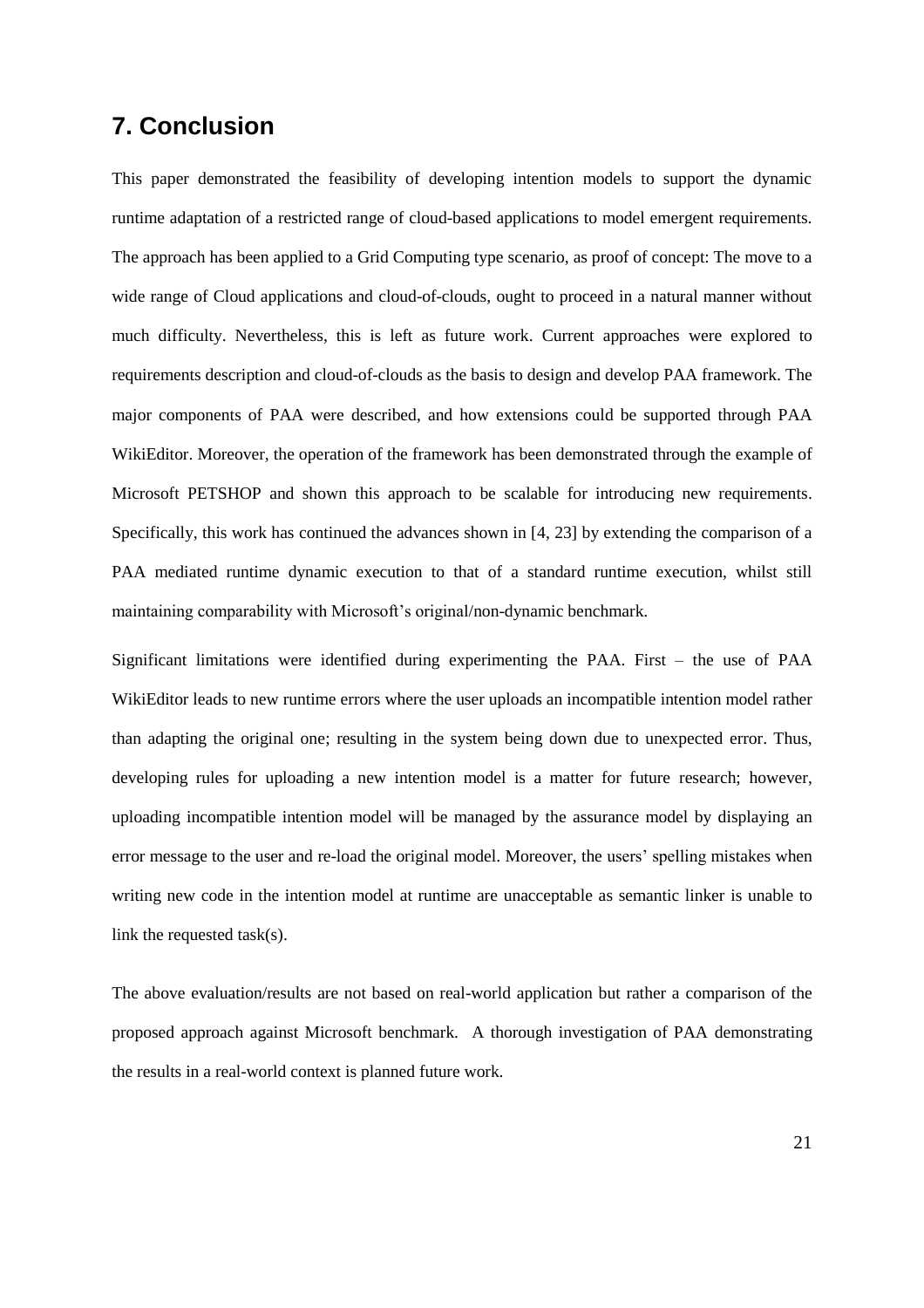## 7. Conclusion

This paper demonstrated the feasibility of developing intention models to support the dynamic runtime adaptation of a restricted range of cloud-based applications to model emergent requirements. The approach has been applied to a Grid Computing type scenario, as proof of concept: The move to a wide range of Cloud applications and cloud-of-clouds, ought to proceed in a natural manner without much difficulty. Nevertheless, this is left as future work. Current approaches were explored to requirements description and cloud-of-clouds as the basis to design and develop PAA framework. The major components of PAA were described, and how extensions could be supported through PAA WikiEditor. Moreover, the operation of the framework has been demonstrated through the example of Microsoft PETSHOP and shown this approach to be scalable for introducing new requirements. Specifically, this work has continued the advances shown in [4, 23] by extending the comparison of a PAA mediated runtime dynamic execution to that of a standard runtime execution, whilst still maintaining comparability with Microsoft's original/non-dynamic benchmark.

Significant limitations were identified during experimenting the PAA. First – the use of PAA WikiEditor leads to new runtime errors where the user uploads an incompatible intention model rather than adapting the original one; resulting in the system being down due to unexpected error. Thus, developing rules for uploading a new intention model is a matter for future research; however, uploading incompatible intention model will be managed by the assurance model by displaying an error message to the user and re-load the original model. Moreover, the users' spelling mistakes when writing new code in the intention model at runtime are unacceptable as semantic linker is unable to link the requested task(s).

The above evaluation/results are not based on real-world application but rather a comparison of the proposed approach against Microsoft benchmark. A thorough investigation of PAA demonstrating the results in a real-world context is planned future work.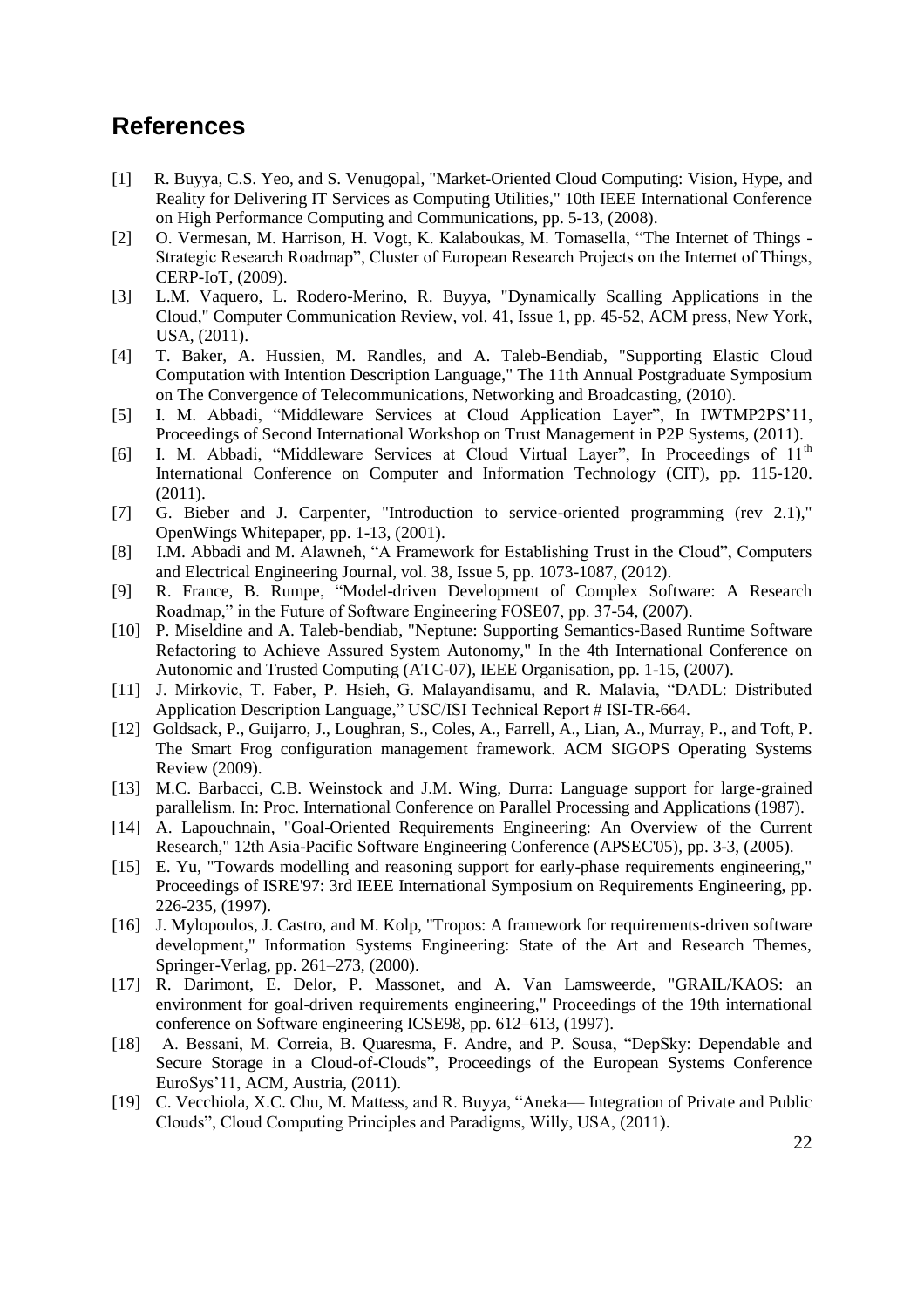## References

[1] R. Buyya, C.S. Yeo, and S. Venugopal, "Market-Oriented Cloud Computing: Vision, Hype, and Reality for Delivering IT Services as Computing Utilities," 10th IEEE International Conference on High Performance Computing and Communications, pp. 5-13, (2008).

[2] O. Vermesan, M. Harrison, H. Vogt, K. Kalaboukas, M. Tomasella, "The Internet of Things - Strategic Research Roadmap", Cluster of European Research Projects on the Internet of Things, CERP-IoT, (2009).

[3] L.M. Vaquero, L. Rodero-Merino, R. Buyya, "Dynamically Scalling Applications in the Cloud," Computer Communication Review, vol. 41, Issue 1, pp. 45-52, ACM press, New York, USA, (2011).

[4] T. Baker, A. Hussien, M. Randles, and A. Taleb-Bendiab, "Supporting Elastic Cloud Computation with Intention Description Language," The 11th Annual Postgraduate Symposium on The Convergence of Telecommunications, Networking and Broadcasting, (2010).

[5] I. M. Abbadi, "Middleware Services at Cloud Application Layer", In IWTMP2PS'11, Proceedings of Second International Workshop on Trust Management in P2P Systems, (2011).

[6] I. M. Abbadi, "Middleware Services at Cloud Virtual Layer", In Proceedings of 11th International Conference on Computer and Information Technology (CIT), pp. 115-120. (2011).

[7] G. Bieber and J. Carpenter, "Introduction to service-oriented programming (rev 2.1)," OpenWings Whitepaper, pp. 1-13, (2001).

[8] I.M. Abbadi and M. Alawneh, "A Framework for Establishing Trust in the Cloud", Computers and Electrical Engineering Journal, vol. 38, Issue 5, pp. 1073-1087, (2012).

[9] R. France, B. Rumpe, "Model-driven Development of Complex Software: A Research Roadmap," in the Future of Software Engineering FOSE07, pp. 37-54, (2007).

[10] P. Miseldine and A. Taleb-bendiab, "Neptune: Supporting Semantics-Based Runtime Software Refactoring to Achieve Assured System Autonomy," In the 4th International Conference on Autonomic and Trusted Computing (ATC-07), IEEE Organisation, pp. 1-15, (2007).

[11] J. Mirkovic, T. Faber, P. Hsieh, G. Malayandisamu, and R. Malavia, "DADL: Distributed Application Description Language," USC/ISI Technical Report # ISI-TR-664.

[12] Goldsack, P., Guijarro, J., Loughran, S., Coles, A., Farrell, A., Lian, A., Murray, P., and Toft, P. The Smart Frog configuration management framework. ACM SIGOPS Operating Systems Review (2009).

[13] M.C. Barbacci, C.B. Weinstock and J.M. Wing, Durra: Language support for large-grained parallelism. In: Proc. International Conference on Parallel Processing and Applications (1987).

[14] A. Lapouchnain, "Goal-Oriented Requirements Engineering: An Overview of the Current Research," 12th Asia-Pacific Software Engineering Conference (APSEC'05), pp. 3-3, (2005).

[15] E. Yu, "Towards modelling and reasoning support for early-phase requirements engineering," Proceedings of ISRE'97: 3rd IEEE International Symposium on Requirements Engineering, pp. 226-235, (1997).

[16] J. Mylopoulos, J. Castro, and M. Kolp, "Tropos: A framework for requirements-driven software development," Information Systems Engineering: State of the Art and Research Themes, Springer-Verlag, pp. 261–273, (2000).

[17] R. Darimont, E. Delor, P. Massonet, and A. Van Lamsweerde, "GRAIL/KAOS: an environment for goal-driven requirements engineering," Proceedings of the 19th international conference on Software engineering ICSE98, pp. 612–613, (1997).

[18] A. Bessani, M. Correia, B. Quaresma, F. Andre, and P. Sousa, "DepSky: Dependable and Secure Storage in a Cloud-of-Clouds", Proceedings of the European Systems Conference EuroSys'11, ACM, Austria, (2011).

[19] C. Vecchiola, X.C. Chu, M. Mattess, and R. Buyya, "Aneka— Integration of Private and Public Clouds", Cloud Computing Principles and Paradigms, Willy, USA, (2011).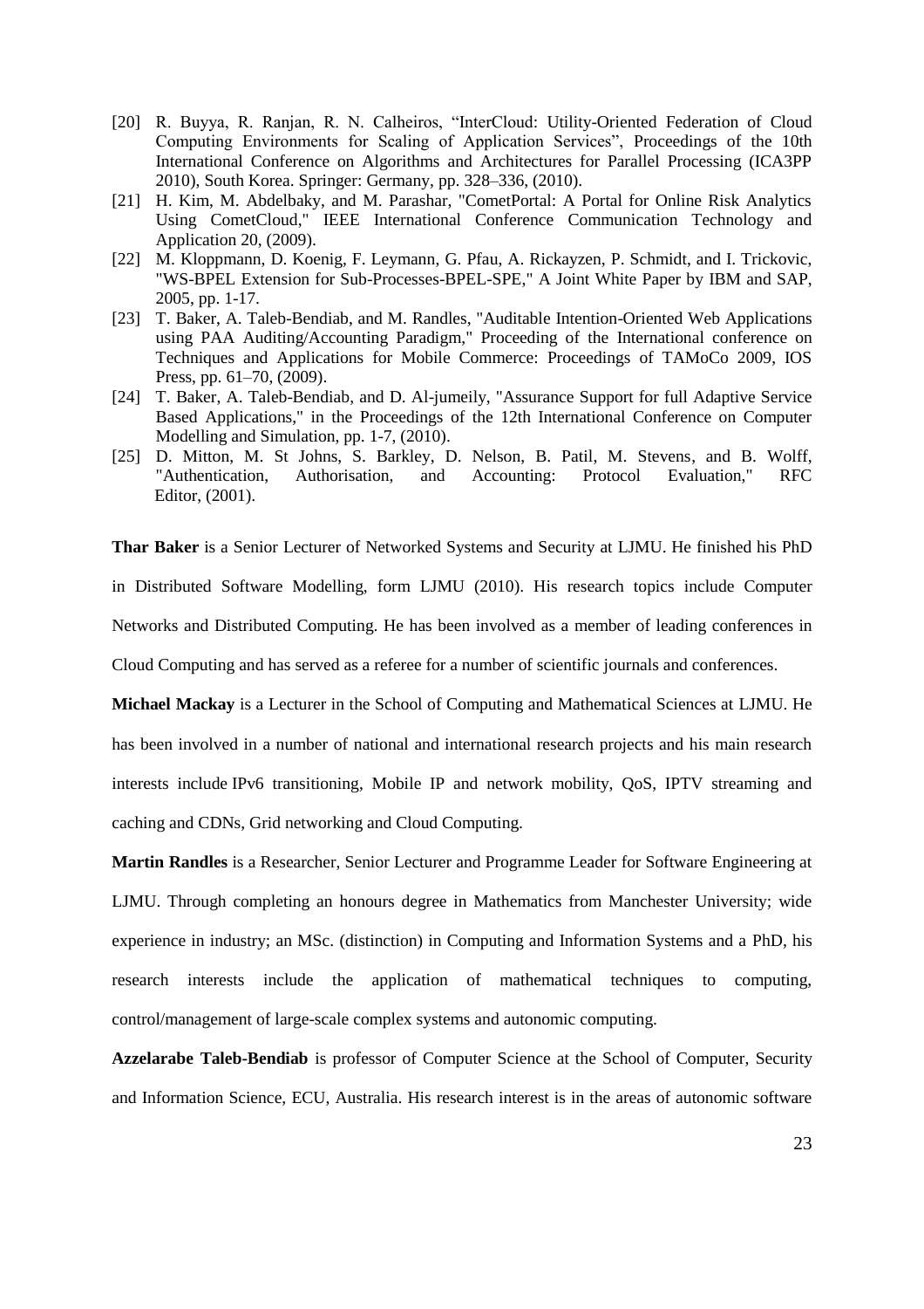[20] R. Buyya, R. Ranjan, R. N. Calheiros, "InterCloud: Utility-Oriented Federation of Cloud Computing Environments for Scaling of Application Services", Proceedings of the 10th International Conference on Algorithms and Architectures for Parallel Processing (ICA3PP 2010), South Korea. Springer: Germany, pp. 328–336, (2010).

[21] H. Kim, M. Abdelbaky, and M. Parashar, "CometPortal: A Portal for Online Risk Analytics Using CometCloud," IEEE International Conference Communication Technology and Application 20, (2009).

[22] M. Kloppmann, D. Koenig, F. Leymann, G. Pfau, A. Rickayzen, P. Schmidt, and I. Trickovic, "WS-BPEL Extension for Sub-Processes-BPEL-SPE," A Joint White Paper by IBM and SAP, 2005, pp. 1-17.

[23] T. Baker, A. Taleb-Bendiab, and M. Randles, "Auditable Intention-Oriented Web Applications using PAA Auditing/Accounting Paradigm," Proceeding of the International conference on Techniques and Applications for Mobile Commerce: Proceedings of TAMoCo 2009, IOS Press, pp. 61–70, (2009).

[24] T. Baker, A. Taleb-Bendiab, and D. Al-jumeily, "Assurance Support for full Adaptive Service Based Applications," in the Proceedings of the 12th International Conference on Computer Modelling and Simulation, pp. 1-7, (2010).

[25] D. Mitton, M. St Johns, S. Barkley, D. Nelson, B. Patil, M. Stevens, and B. Wolff, "Authentication, Authorisation, and Accounting: Protocol Evaluation," RFC Editor, (2001).

**Thar Baker** is a Senior Lecturer of Networked Systems and Security at LJMU. He finished his PhD in Distributed Software Modelling, form LJMU (2010). His research topics include Computer Networks and Distributed Computing. He has been involved as a member of leading conferences in Cloud Computing and has served as a referee for a number of scientific journals and conferences.

**Michael Mackay** is a Lecturer in the School of Computing and Mathematical Sciences at LJMU. He has been involved in a number of national and international research projects and his main research interests include IPv6 transitioning, Mobile IP and network mobility, QoS, IPTV streaming and caching and CDNs, Grid networking and Cloud Computing.

**Martin Randles** is a Researcher, Senior Lecturer and Programme Leader for Software Engineering at LJMU. Through completing an honours degree in Mathematics from Manchester University; wide experience in industry; an MSc. (distinction) in Computing and Information Systems and a PhD, his research interests include the application of mathematical techniques to computing, control/management of large-scale complex systems and autonomic computing.

**Azzelarabe Taleb-Bendiab** is professor of Computer Science at the School of Computer, Security and Information Science, ECU, Australia. His research interest is in the areas of autonomic software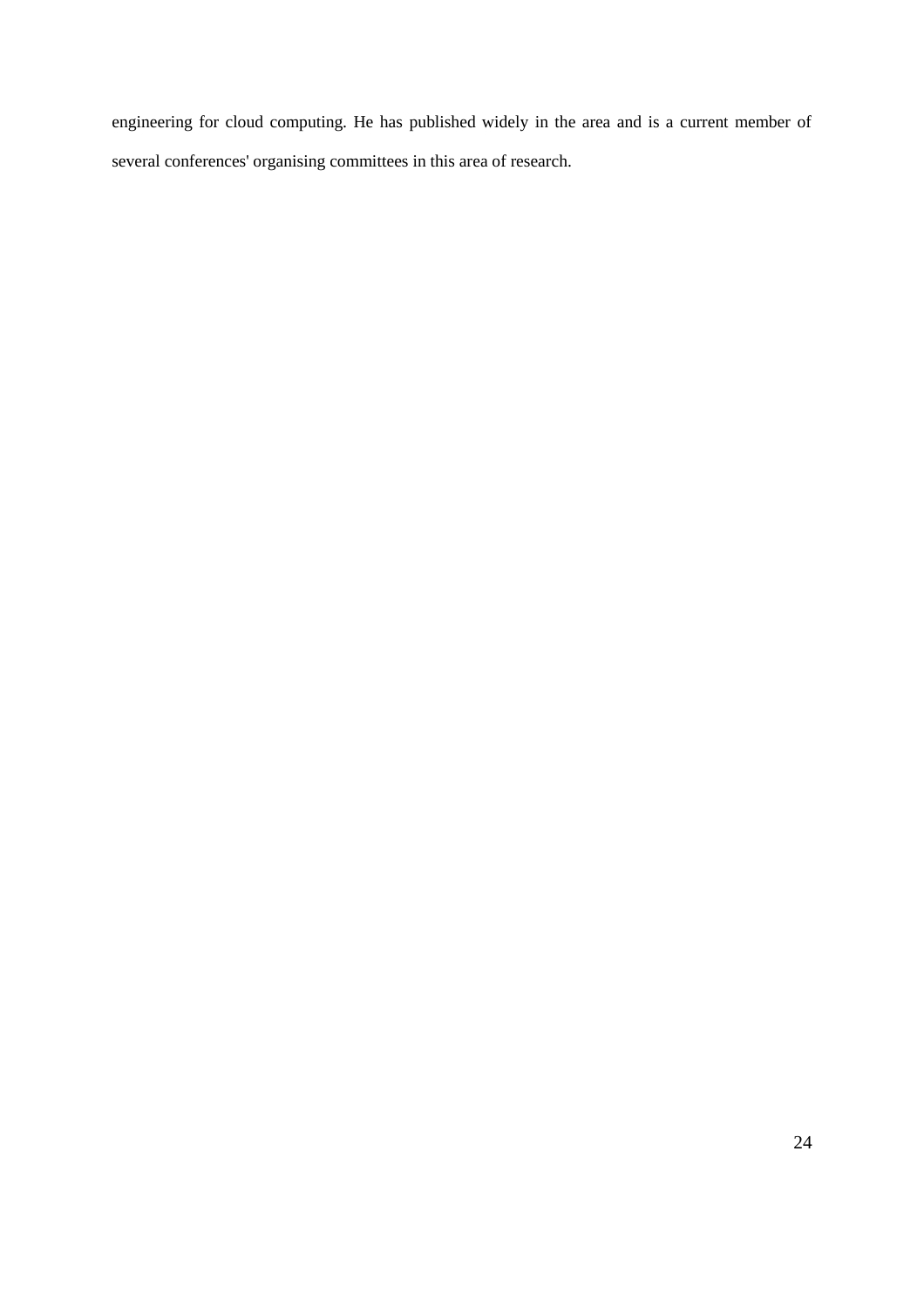engineering for cloud computing. He has published widely in the area and is a current member of several conferences' organising committees in this area of research.